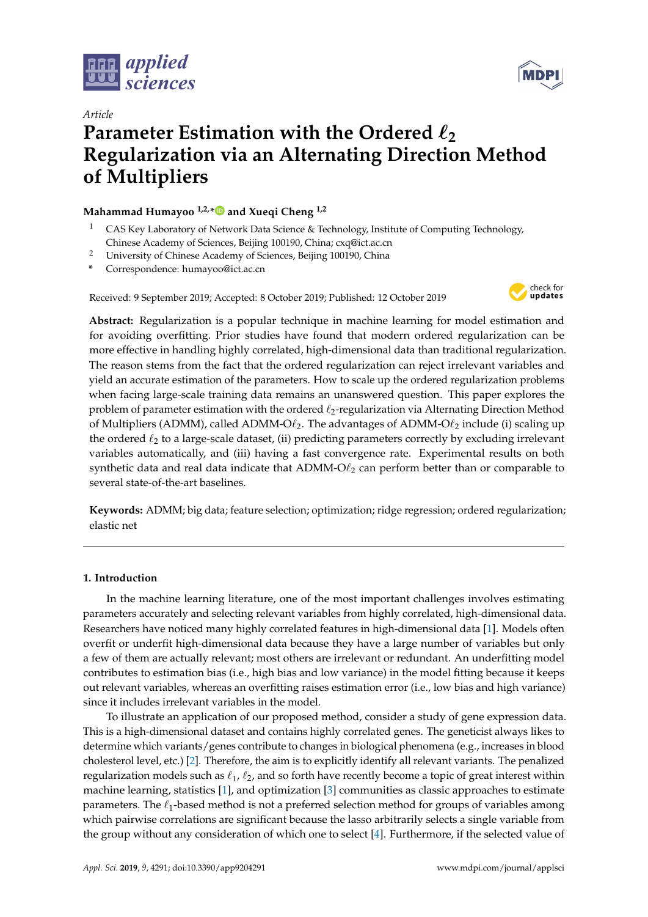Article

# Parameter Estimation with the Ordered $\ell_2$ Regularization via an Alternating Direction Method of Multipliers

**Mahammad Humayoo [1,2,*] and Xueqi Cheng [1,2]**

1 CAS Key Laboratory of Network Data Science & Technology, Institute of Computing Technology, Chinese Academy of Sciences, Beijing 100190, China; cxq@ict.ac.cn
2 University of Chinese Academy of Sciences, Beijing 100190, China
* Correspondence: humayoo@ict.ac.cn

Received: 9 September 2019; Accepted: 8 October 2019; Published: 12 October 2019

**Abstract:** Regularization is a popular technique in machine learning for model estimation and for avoiding overfitting. Prior studies have found that modern ordered regularization can be more effective in handling highly correlated, high-dimensional data than traditional regularization. The reason stems from the fact that the ordered regularization can reject irrelevant variables and yield an accurate estimation of the parameters. How to scale up the ordered regularization problems when facing large-scale training data remains an unanswered question. This paper explores the problem of parameter estimation with the ordered $\ell_2$-regularization via Alternating Direction Method of Multipliers (ADMM), called ADMM-O$\ell_2$. The advantages of ADMM-O$\ell_2$ include (i) scaling up the ordered $\ell_2$ to a large-scale dataset, (ii) predicting parameters correctly by excluding irrelevant variables automatically, and (iii) having a fast convergence rate. Experimental results on both synthetic data and real data indicate that ADMM-O$\ell_2$ can perform better than or comparable to several state-of-the-art baselines.

**Keywords:** ADMM; big data; feature selection; optimization; ridge regression; ordered regularization; elastic net

## 1. Introduction

In the machine learning literature, one of the most important challenges involves estimating parameters accurately and selecting relevant variables from highly correlated, high-dimensional data. Researchers have noticed many highly correlated features in high-dimensional data [1]. Models often overfit or underfit high-dimensional data because they have a large number of variables but only a few of them are actually relevant; most others are irrelevant or redundant. An underfitting model contributes to estimation bias (i.e., high bias and low variance) in the model fitting because it keeps out relevant variables, whereas an overfitting raises estimation error (i.e., low bias and high variance) since it includes irrelevant variables in the model.

To illustrate an application of our proposed method, consider a study of gene expression data. This is a high-dimensional dataset and contains highly correlated genes. The geneticist always likes to determine which variants/genes contribute to changes in biological phenomena (e.g., increases in blood cholesterol level, etc.) [2]. Therefore, the aim is to explicitly identify all relevant variants. The penalized regularization models such as $\ell_1$, $\ell_2$, and so forth have recently become a topic of great interest within machine learning, statistics [1], and optimization [3] communities as classic approaches to estimate parameters. The $\ell_1$-based method is not a preferred selection method for groups of variables among which pairwise correlations are significant because the lasso arbitrarily selects a single variable from the group without any consideration of which one to select [4]. Furthermore, if the selected value of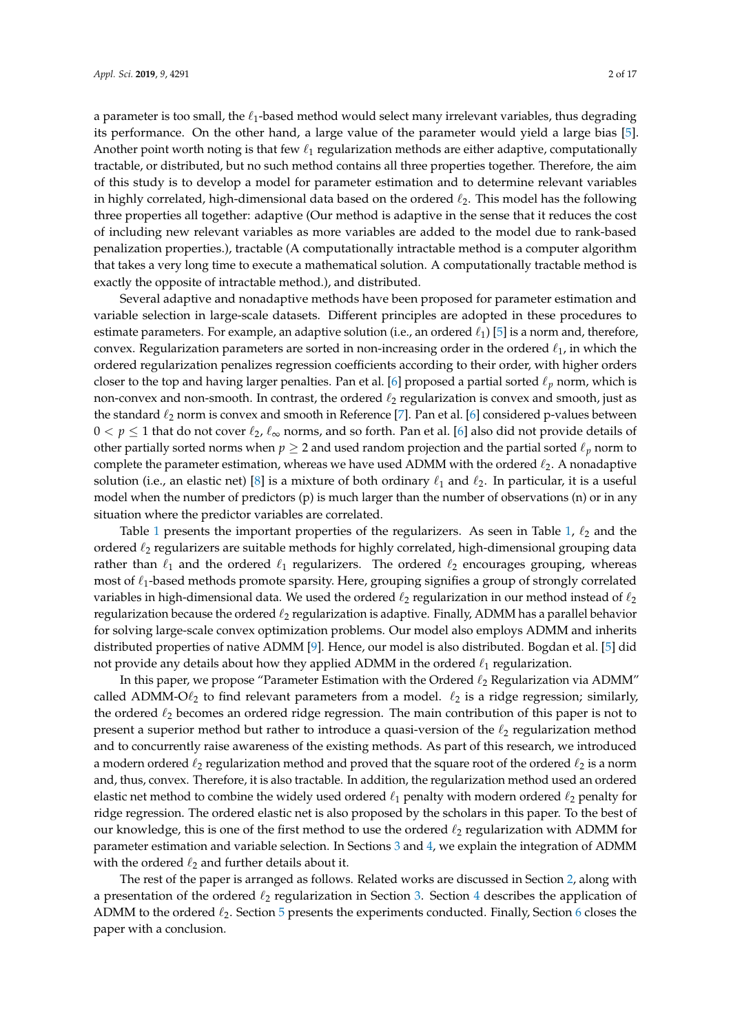a parameter is too small, the $\ell_1$-based method would select many irrelevant variables, thus degrading its performance. On the other hand, a large value of the parameter would yield a large bias [5]. Another point worth noting is that few $\ell_1$ regularization methods are either adaptive, computationally tractable, or distributed, but no such method contains all three properties together. Therefore, the aim of this study is to develop a model for parameter estimation and to determine relevant variables in highly correlated, high-dimensional data based on the ordered $\ell_2$. This model has the following three properties all together: adaptive (Our method is adaptive in the sense that it reduces the cost of including new relevant variables as more variables are added to the model due to rank-based penalization properties.), tractable (A computationally intractable method is a computer algorithm that takes a very long time to execute a mathematical solution. A computationally tractable method is exactly the opposite of intractable method.), and distributed.

Several adaptive and nonadaptive methods have been proposed for parameter estimation and variable selection in large-scale datasets. Different principles are adopted in these procedures to estimate parameters. For example, an adaptive solution (i.e., an ordered $\ell_1$) [5] is a norm and, therefore, convex. Regularization parameters are sorted in non-increasing order in the ordered $\ell_1$, in which the ordered regularization penalizes regression coefficients according to their order, with higher orders closer to the top and having larger penalties. Pan et al. [6] proposed a partial sorted $\ell_p$ norm, which is non-convex and non-smooth. In contrast, the ordered $\ell_2$ regularization is convex and smooth, just as the standard $\ell_2$ norm is convex and smooth in Reference [7]. Pan et al. [6] considered p-values between $0 < p \leq 1$ that do not cover $\ell_2$, $\ell_\infty$ norms, and so forth. Pan et al. [6] also did not provide details of other partially sorted norms when $p \geq 2$ and used random projection and the partial sorted $\ell_p$ norm to complete the parameter estimation, whereas we have used ADMM with the ordered $\ell_2$. A nonadaptive solution (i.e., an elastic net) [8] is a mixture of both ordinary $\ell_1$ and $\ell_2$. In particular, it is a useful model when the number of predictors (p) is much larger than the number of observations (n) or in any situation where the predictor variables are correlated.

Table 1 presents the important properties of the regularizers. As seen in Table 1, $\ell_2$ and the ordered $\ell_2$ regularizers are suitable methods for highly correlated, high-dimensional grouping data rather than $\ell_1$ and the ordered $\ell_1$ regularizers. The ordered $\ell_2$ encourages grouping, whereas most of $\ell_1$-based methods promote sparsity. Here, grouping signifies a group of strongly correlated variables in high-dimensional data. We used the ordered $\ell_2$ regularization in our method instead of $\ell_2$ regularization because the ordered $\ell_2$ regularization is adaptive. Finally, ADMM has a parallel behavior for solving large-scale convex optimization problems. Our model also employs ADMM and inherits distributed properties of native ADMM [9]. Hence, our model is also distributed. Bogdan et al. [5] did not provide any details about how they applied ADMM in the ordered $\ell_1$ regularization.

In this paper, we propose "Parameter Estimation with the Ordered $\ell_2$ Regularization via ADMM" called ADMM-O$\ell_2$ to find relevant parameters from a model. $\ell_2$ is a ridge regression; similarly, the ordered $\ell_2$ becomes an ordered ridge regression. The main contribution of this paper is not to present a superior method but rather to introduce a quasi-version of the $\ell_2$ regularization method and to concurrently raise awareness of the existing methods. As part of this research, we introduced a modern ordered $\ell_2$ regularization method and proved that the square root of the ordered $\ell_2$ is a norm and, thus, convex. Therefore, it is also tractable. In addition, the regularization method used an ordered elastic net method to combine the widely used ordered $\ell_1$ penalty with modern ordered $\ell_2$ penalty for ridge regression. The ordered elastic net is also proposed by the scholars in this paper. To the best of our knowledge, this is one of the first method to use the ordered $\ell_2$ regularization with ADMM for parameter estimation and variable selection. In Sections 3 and 4, we explain the integration of ADMM with the ordered $\ell_2$ and further details about it.

The rest of the paper is arranged as follows. Related works are discussed in Section 2, along with a presentation of the ordered $\ell_2$ regularization in Section 3. Section 4 describes the application of ADMM to the ordered $\ell_2$. Section 5 presents the experiments conducted. Finally, Section 6 closes the paper with a conclusion.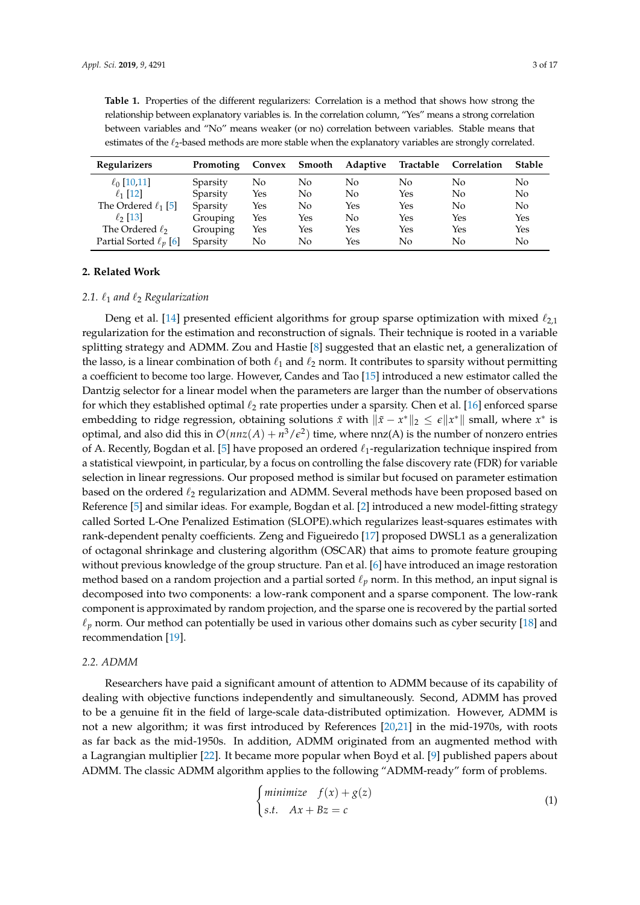**Table 1.** Properties of the different regularizers: Correlation is a method that shows how strong the relationship between explanatory variables is. In the correlation column, "Yes" means a strong correlation between variables and "No" means weaker (or no) correlation between variables. Stable means that estimates of the $\ell_2$-based methods are more stable when the explanatory variables are strongly correlated.

| Regularizers | Promoting | Convex | Smooth | Adaptive | Tractable | Correlation | Stable |
|---|---|---|---|---|---|---|---|
| $\ell_0$ [10,11] | Sparsity | No | No | No | No | No | No |
| $\ell_1$ [12] | Sparsity | Yes | No | No | Yes | No | No |
| The Ordered $\ell_1$ [5] | Sparsity | Yes | No | Yes | Yes | No | No |
| $\ell_2$ [13] | Grouping | Yes | Yes | No | Yes | Yes | Yes |
| The Ordered $\ell_2$ | Grouping | Yes | Yes | Yes | Yes | Yes | Yes |
| Partial Sorted $\ell_p$ [6] | Sparsity | No | No | Yes | No | No | No |

## 2. Related Work

### 2.1. $\ell_1$ and $\ell_2$ Regularization

Deng et al. [14] presented efficient algorithms for group sparse optimization with mixed $\ell_{2,1}$ regularization for the estimation and reconstruction of signals. Their technique is rooted in a variable splitting strategy and ADMM. Zou and Hastie [8] suggested that an elastic net, a generalization of the lasso, is a linear combination of both $\ell_1$ and $\ell_2$ norm. It contributes to sparsity without permitting a coefficient to become too large. However, Candes and Tao [15] introduced a new estimator called the Dantzig selector for a linear model when the parameters are larger than the number of observations for which they established optimal $\ell_2$ rate properties under a sparsity. Chen et al. [16] enforced sparse embedding to ridge regression, obtaining solutions $\tilde{x}$ with $\|\tilde{x} - x^*\|_2 \leq \epsilon \|x^*\|$ small, where $x^*$ is optimal, and also did this in $\mathcal{O}(nnz(A) + n^3/\epsilon^2)$ time, where nnz(A) is the number of nonzero entries of A. Recently, Bogdan et al. [5] have proposed an ordered $\ell_1$-regularization technique inspired from a statistical viewpoint, in particular, by a focus on controlling the false discovery rate (FDR) for variable selection in linear regressions. Our proposed method is similar but focused on parameter estimation based on the ordered $\ell_2$ regularization and ADMM. Several methods have been proposed based on Reference [5] and similar ideas. For example, Bogdan et al. [2] introduced a new model-fitting strategy called Sorted L-One Penalized Estimation (SLOPE).which regularizes least-squares estimates with rank-dependent penalty coefficients. Zeng and Figueiredo [17] proposed DWSL1 as a generalization of octagonal shrinkage and clustering algorithm (OSCAR) that aims to promote feature grouping without previous knowledge of the group structure. Pan et al. [6] have introduced an image restoration method based on a random projection and a partial sorted $\ell_p$ norm. In this method, an input signal is decomposed into two components: a low-rank component and a sparse component. The low-rank component is approximated by random projection, and the sparse one is recovered by the partial sorted $\ell_p$ norm. Our method can potentially be used in various other domains such as cyber security [18] and recommendation [19].

### 2.2. ADMM

Researchers have paid a significant amount of attention to ADMM because of its capability of dealing with objective functions independently and simultaneously. Second, ADMM has proved to be a genuine fit in the field of large-scale data-distributed optimization. However, ADMM is not a new algorithm; it was first introduced by References [20,21] in the mid-1970s, with roots as far back as the mid-1950s. In addition, ADMM originated from an augmented method with a Lagrangian multiplier [22]. It became more popular when Boyd et al. [9] published papers about ADMM. The classic ADMM algorithm applies to the following "ADMM-ready" form of problems.

$$\begin{cases} minimize \quad f(x) + g(z) \\ s.t. \quad Ax + Bz = c \end{cases} \tag{1}$$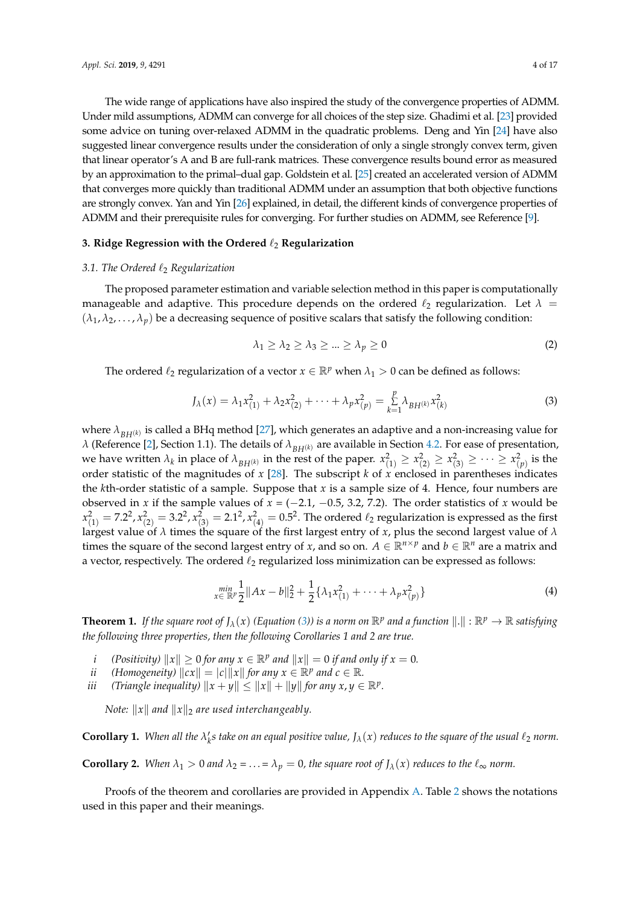The wide range of applications have also inspired the study of the convergence properties of ADMM. Under mild assumptions, ADMM can converge for all choices of the step size. Ghadimi et al. [23] provided some advice on tuning over-relaxed ADMM in the quadratic problems. Deng and Yin [24] have also suggested linear convergence results under the consideration of only a single strongly convex term, given that linear operator's A and B are full-rank matrices. These convergence results bound error as measured by an approximation to the primal–dual gap. Goldstein et al. [25] created an accelerated version of ADMM that converges more quickly than traditional ADMM under an assumption that both objective functions are strongly convex. Yan and Yin [26] explained, in detail, the different kinds of convergence properties of ADMM and their prerequisite rules for converging. For further studies on ADMM, see Reference [9].

## 3. Ridge Regression with the Ordered $\ell_2$ Regularization

### 3.1. The Ordered $\ell_2$ Regularization

The proposed parameter estimation and variable selection method in this paper is computationally manageable and adaptive. This procedure depends on the ordered $\ell_2$ regularization. Let $\lambda = (\lambda_1, \lambda_2, \ldots, \lambda_p)$ be a decreasing sequence of positive scalars that satisfy the following condition:

$$\lambda_1 \geq \lambda_2 \geq \lambda_3 \geq \ldots \geq \lambda_p \geq 0 \tag{2}$$

The ordered $\ell_2$ regularization of a vector $x \in \mathbb{R}^p$ when $\lambda_1 > 0$ can be defined as follows:

$$J_\lambda(x) = \lambda_1 x_{(1)}^2 + \lambda_2 x_{(2)}^2 + \cdots + \lambda_p x_{(p)}^2 = \sum_{k=1}^{p} \lambda_{BH^{(k)}} x_{(k)}^2 \tag{3}$$

where $\lambda_{BH^{(k)}}$ is called a BHq method [27], which generates an adaptive and a non-increasing value for $\lambda$ (Reference [2], Section 1.1). The details of $\lambda_{BH^{(k)}}$ are available in Section 4.2. For ease of presentation, we have written $\lambda_k$ in place of $\lambda_{BH^{(k)}}$ in the rest of the paper. $x_{(1)}^2 \geq x_{(2)}^2 \geq x_{(3)}^2 \geq \cdots \geq x_{(p)}^2$ is the order statistic of the magnitudes of $x$ [28]. The subscript $k$ of $x$ enclosed in parentheses indicates the $k$th-order statistic of a sample. Suppose that $x$ is a sample size of 4. Hence, four numbers are observed in $x$ if the sample values of $x = (-2.1, -0.5, 3.2, 7.2)$. The order statistics of $x$ would be $x_{(1)}^2 = 7.2^2, x_{(2)}^2 = 3.2^2, x_{(3)}^2 = 2.1^2, x_{(4)}^2 = 0.5^2$. The ordered $\ell_2$ regularization is expressed as the first largest value of $\lambda$ times the square of the first largest entry of $x$, plus the second largest value of $\lambda$ times the square of the second largest entry of $x$, and so on. $A \in \mathbb{R}^{n \times p}$ and $b \in \mathbb{R}^n$ are a matrix and a vector, respectively. The ordered $\ell_2$ regularized loss minimization can be expressed as follows:

$$\min_{x \in \mathbb{R}^p} \frac{1}{2} \|Ax - b\|_2^2 + \frac{1}{2} \{\lambda_1 x_{(1)}^2 + \cdots + \lambda_p x_{(p)}^2\} \tag{4}$$

**Theorem 1.** *If the square root of $J_\lambda(x)$ (Equation (3)) is a norm on $\mathbb{R}^p$ and a function $\|.\| : \mathbb{R}^p \to \mathbb{R}$ satisfying the following three properties, then the following Corollaries 1 and 2 are true.*

- *i (Positivity) $\|x\| \geq 0$ for any $x \in \mathbb{R}^p$ and $\|x\| = 0$ if and only if $x = 0$.*
- *ii (Homogeneity) $\|cx\| = |c|\|x\|$ for any $x \in \mathbb{R}^p$ and $c \in \mathbb{R}$.*
- *iii (Triangle inequality) $\|x + y\| \leq \|x\| + \|y\|$ for any $x, y \in \mathbb{R}^p$.*

*Note: $\|x\|$ and $\|x\|_2$ are used interchangeably.*

**Corollary 1.** *When all the $\lambda_k'$s take on an equal positive value, $J_\lambda(x)$ reduces to the square of the usual $\ell_2$ norm.*

**Corollary 2.** *When $\lambda_1 > 0$ and $\lambda_2 = \ldots = \lambda_p = 0$, the square root of $J_\lambda(x)$ reduces to the $\ell_\infty$ norm.*

Proofs of the theorem and corollaries are provided in Appendix A. Table 2 shows the notations used in this paper and their meanings.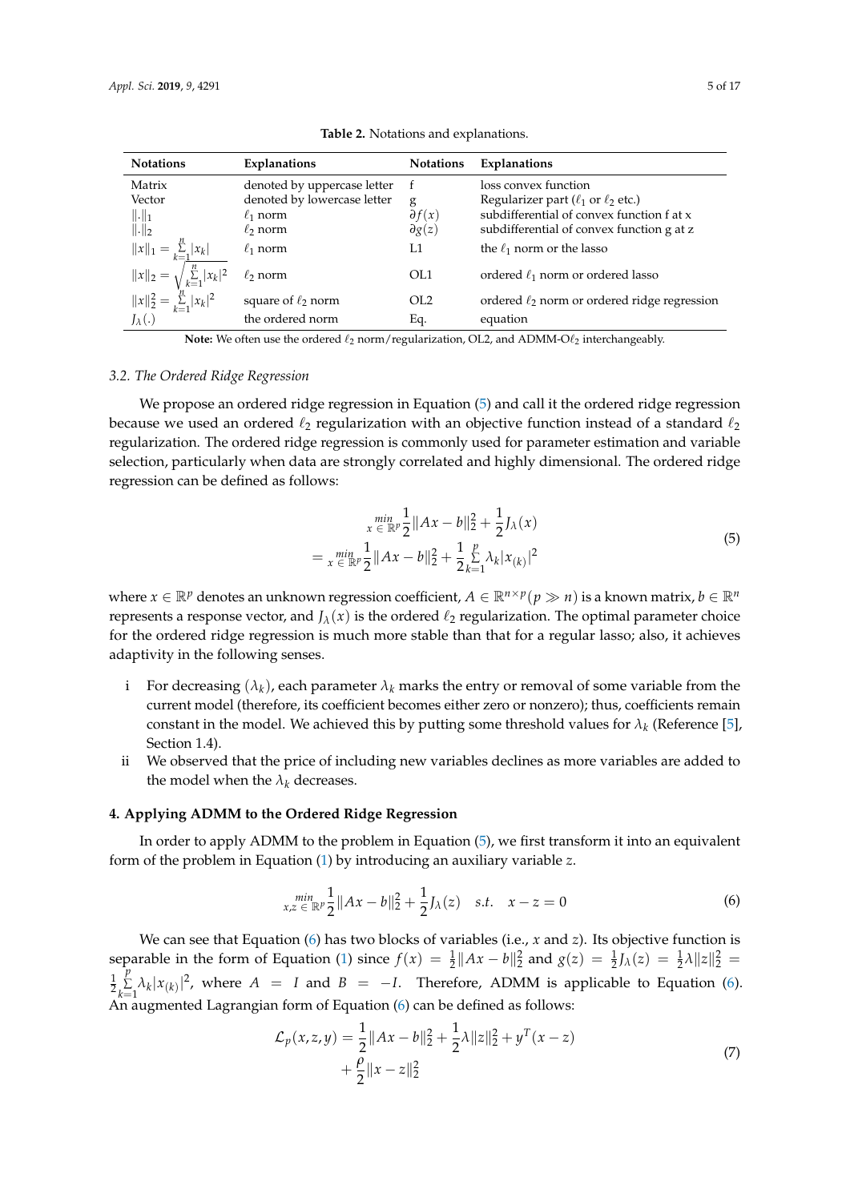**Table 2.** Notations and explanations.

| Notations | Explanations | Notations | Explanations |
|---|---|---|---|
| Matrix | denoted by uppercase letter | f | loss convex function |
| Vector | denoted by lowercase letter | g | Regularizer part ($\ell_1$ or $\ell_2$ etc.) |
| $\|.\|_1$ | $\ell_1$ norm | $\partial f(x)$ | subdifferential of convex function f at x |
| $\|.\|_2$ | $\ell_2$ norm | $\partial g(z)$ | subdifferential of convex function g at z |
| $\|x\|_1 = \sum_{k=1}^{n} \|x_k\|$ | $\ell_1$ norm | L1 | the $\ell_1$ norm or the lasso |
| $\|x\|_2 = \sqrt{\sum_{k=1}^{n} \|x_k\|^2}$ | $\ell_2$ norm | OL1 | ordered $\ell_1$ norm or ordered lasso |
| $\|x\|_2^2 = \sum_{k=1}^{n} \|x_k\|^2$ | square of $\ell_2$ norm | OL2 | ordered $\ell_2$ norm or ordered ridge regression |
| $J_\lambda(.)$ | the ordered norm | Eq. | equation |

**Note:** We often use the ordered $\ell_2$ norm/regularization, OL2, and ADMM-O$\ell_2$ interchangeably.

### 3.2. The Ordered Ridge Regression

We propose an ordered ridge regression in Equation (5) and call it the ordered ridge regression because we used an ordered $\ell_2$ regularization with an objective function instead of a standard $\ell_2$ regularization. The ordered ridge regression is commonly used for parameter estimation and variable selection, particularly when data are strongly correlated and highly dimensional. The ordered ridge regression can be defined as follows:

$$
\begin{aligned}
&\min_{x \in \mathbb{R}^p} \frac{1}{2}\|Ax - b\|_2^2 + \frac{1}{2}J_\lambda(x) \\
= &\min_{x \in \mathbb{R}^p} \frac{1}{2}\|Ax - b\|_2^2 + \frac{1}{2}\sum_{k=1}^{p} \lambda_k |x_{(k)}|^2
\end{aligned}
\tag{5}
$$

where $x \in \mathbb{R}^p$ denotes an unknown regression coefficient, $A \in \mathbb{R}^{n \times p} (p \gg n)$ is a known matrix, $b \in \mathbb{R}^n$ represents a response vector, and $J_\lambda(x)$ is the ordered $\ell_2$ regularization. The optimal parameter choice for the ordered ridge regression is much more stable than that for a regular lasso; also, it achieves adaptivity in the following senses.

i For decreasing $(\lambda_k)$, each parameter $\lambda_k$ marks the entry or removal of some variable from the current model (therefore, its coefficient becomes either zero or nonzero); thus, coefficients remain constant in the model. We achieved this by putting some threshold values for $\lambda_k$ (Reference [5], Section 1.4).

ii We observed that the price of including new variables declines as more variables are added to the model when the $\lambda_k$ decreases.

## 4. Applying ADMM to the Ordered Ridge Regression

In order to apply ADMM to the problem in Equation (5), we first transform it into an equivalent form of the problem in Equation (1) by introducing an auxiliary variable $z$.

$$
\min_{x,z \in \mathbb{R}^p} \frac{1}{2}\|Ax - b\|_2^2 + \frac{1}{2}J_\lambda(z) \quad s.t. \quad x - z = 0 \tag{6}
$$

We can see that Equation (6) has two blocks of variables (i.e., $x$ and $z$). Its objective function is separable in the form of Equation (1) since $f(x) = \frac{1}{2}\|Ax - b\|_2^2$ and $g(z) = \frac{1}{2}J_\lambda(z) = \frac{1}{2}\lambda\|z\|_2^2 = \frac{1}{2}\sum_{k=1}^{p} \lambda_k |x_{(k)}|^2$, where $A = I$ and $B = -I$. Therefore, ADMM is applicable to Equation (6). An augmented Lagrangian form of Equation (6) can be defined as follows:

$$
\begin{aligned}
\mathcal{L}_p(x, z, y) = &\frac{1}{2}\|Ax - b\|_2^2 + \frac{1}{2}\lambda\|z\|_2^2 + y^T(x - z) \\
&+ \frac{\rho}{2}\|x - z\|_2^2
\end{aligned}
\tag{7}
$$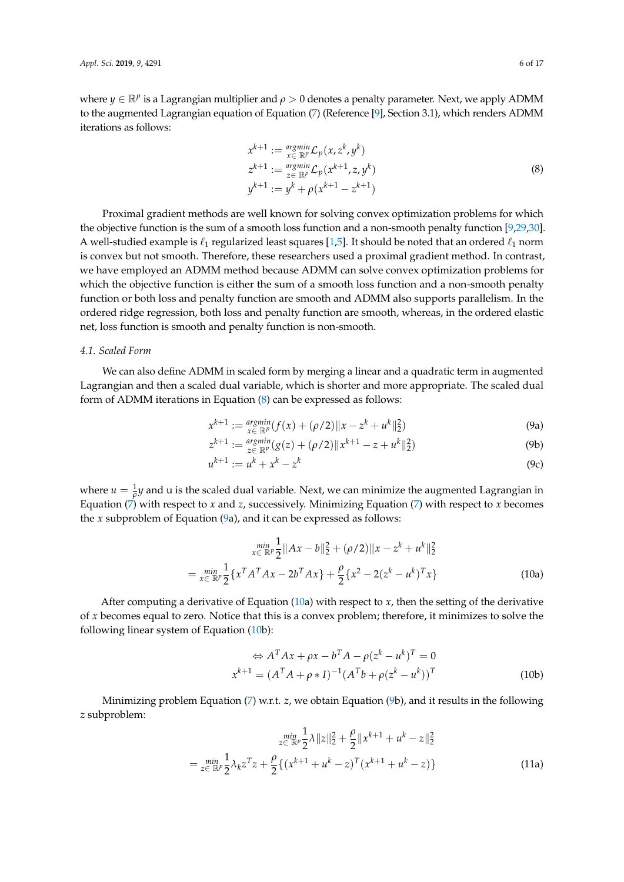where $y \in \mathbb{R}^p$ is a Lagrangian multiplier and $\rho > 0$ denotes a penalty parameter. Next, we apply ADMM to the augmented Lagrangian equation of Equation (7) (Reference [9], Section 3.1), which renders ADMM iterations as follows:

$$
\begin{aligned}
x^{k+1} &:= \underset{x \in \mathbb{R}^p}{argmin} \mathcal{L}_p(x, z^k, y^k) \\
z^{k+1} &:= \underset{z \in \mathbb{R}^p}{argmin} \mathcal{L}_p(x^{k+1}, z, y^k) \\
y^{k+1} &:= y^k + \rho(x^{k+1} - z^{k+1})
\end{aligned}
\tag{8}
$$

Proximal gradient methods are well known for solving convex optimization problems for which the objective function is the sum of a smooth loss function and a non-smooth penalty function [9,29,30]. A well-studied example is $\ell_1$ regularized least squares [1,5]. It should be noted that an ordered $\ell_1$ norm is convex but not smooth. Therefore, these researchers used a proximal gradient method. In contrast, we have employed an ADMM method because ADMM can solve convex optimization problems for which the objective function is either the sum of a smooth loss function and a non-smooth penalty function or both loss and penalty function are smooth and ADMM also supports parallelism. In the ordered ridge regression, both loss and penalty function are smooth, whereas, in the ordered elastic net, loss function is smooth and penalty function is non-smooth.

### 4.1. Scaled Form

We can also define ADMM in scaled form by merging a linear and a quadratic term in augmented Lagrangian and then a scaled dual variable, which is shorter and more appropriate. The scaled dual form of ADMM iterations in Equation (8) can be expressed as follows:

$$
x^{k+1} := \underset{x \in \mathbb{R}^p}{argmin} (f(x) + (\rho/2)\|x - z^k + u^k\|_2^2) \tag{9a}
$$

$$
z^{k+1} := \underset{z \in \mathbb{R}^p}{argmin} (g(z) + (\rho/2)\|x^{k+1} - z + u^k\|_2^2) \tag{9b}
$$

$$
u^{k+1} := u^k + x^k - z^k \tag{9c}
$$

where $u = \frac{1}{\rho}y$ and u is the scaled dual variable. Next, we can minimize the augmented Lagrangian in Equation (7) with respect to $x$ and $z$, successively. Minimizing Equation (7) with respect to $x$ becomes the $x$ subproblem of Equation (9a), and it can be expressed as follows:

$$
\begin{aligned}
&\underset{x \in \mathbb{R}^p}{min} \frac{1}{2}\|Ax - b\|_2^2 + (\rho/2)\|x - z^k + u^k\|_2^2 \\
= &\underset{x \in \mathbb{R}^p}{min} \frac{1}{2}\{x^T A^T A x - 2b^T A x\} + \frac{\rho}{2}\{x^2 - 2(z^k - u^k)^T x\}
\end{aligned}
\tag{10a}
$$

After computing a derivative of Equation (10a) with respect to $x$, then the setting of the derivative of $x$ becomes equal to zero. Notice that this is a convex problem; therefore, it minimizes to solve the following linear system of Equation (10b):

$$
\begin{aligned}
&\Leftrightarrow A^T A x + \rho x - b^T A - \rho(z^k - u^k)^T = 0 \\
&x^{k+1} = (A^T A + \rho * I)^{-1}(A^T b + \rho(z^k - u^k))^T
\end{aligned}
\tag{10b}
$$

Minimizing problem Equation (7) w.r.t. $z$, we obtain Equation (9b), and it results in the following $z$ subproblem:

$$
\begin{aligned}
&\underset{z \in \mathbb{R}^p}{min} \frac{1}{2}\lambda\|z\|_2^2 + \frac{\rho}{2}\|x^{k+1} + u^k - z\|_2^2 \\
= &\underset{z \in \mathbb{R}^p}{min} \frac{1}{2}\lambda_k z^T z + \frac{\rho}{2}\{(x^{k+1} + u^k - z)^T (x^{k+1} + u^k - z)\}
\end{aligned}
\tag{11a}
$$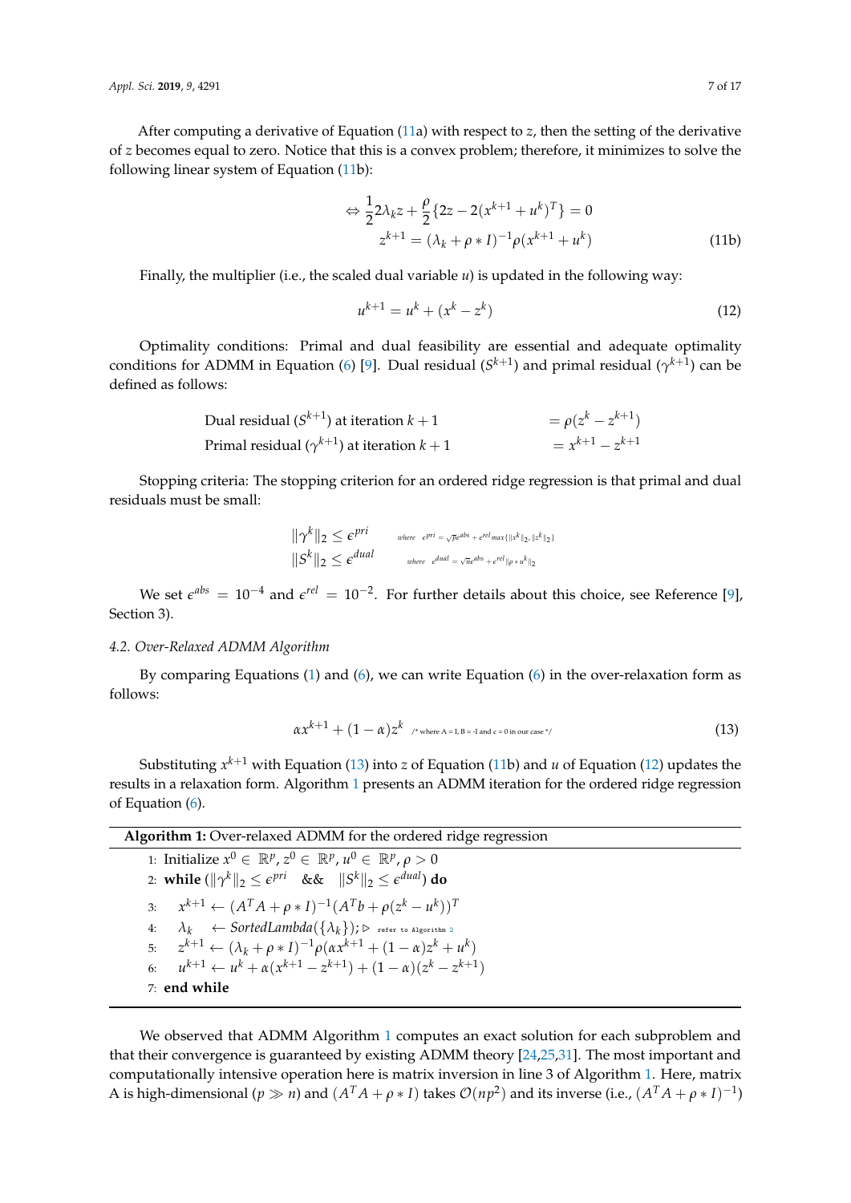After computing a derivative of Equation (11a) with respect to $z$, then the setting of the derivative of $z$ becomes equal to zero. Notice that this is a convex problem; therefore, it minimizes to solve the following linear system of Equation (11b):

$$\Leftrightarrow \frac{1}{2}2\lambda_k z + \frac{\rho}{2}\{2z - 2(x^{k+1} + u^k)^T\} = 0$$
$$z^{k+1} = (\lambda_k + \rho * I)^{-1}\rho(x^{k+1} + u^k) \tag{11b}$$

Finally, the multiplier (i.e., the scaled dual variable $u$) is updated in the following way:

$$u^{k+1} = u^k + (x^k - z^k) \tag{12}$$

Optimality conditions: Primal and dual feasibility are essential and adequate optimality conditions for ADMM in Equation (6) [9]. Dual residual ($S^{k+1}$) and primal residual ($\gamma^{k+1}$) can be defined as follows:

$$\text{Dual residual } (S^{k+1}) \text{ at iteration } k+1 \quad = \rho(z^k - z^{k+1})$$
$$\text{Primal residual } (\gamma^{k+1}) \text{ at iteration } k+1 \quad = x^{k+1} - z^{k+1}$$

Stopping criteria: The stopping criterion for an ordered ridge regression is that primal and dual residuals must be small:

$$\|\gamma^k\|_2 \leq \epsilon^{pri} \qquad \text{where} \quad \epsilon^{pri} = \sqrt{p}\epsilon^{abs} + \epsilon^{rel} max\{\|x^k\|_2, \|z^k\|_2\}$$
$$\|S^k\|_2 \leq \epsilon^{dual} \qquad \text{where} \quad \epsilon^{dual} = \sqrt{n}\epsilon^{abs} + \epsilon^{rel}\|\rho * u^k\|_2$$

We set $\epsilon^{abs} = 10^{-4}$ and $\epsilon^{rel} = 10^{-2}$. For further details about this choice, see Reference [9], Section 3).

### 4.2. Over-Relaxed ADMM Algorithm

By comparing Equations (1) and (6), we can write Equation (6) in the over-relaxation form as follows:

$$\alpha x^{k+1} + (1-\alpha)z^k \quad \text{/* where A = I, B = -I and c = 0 in our case */} \tag{13}$$

Substituting $x^{k+1}$ with Equation (13) into $z$ of Equation (11b) and $u$ of Equation (12) updates the results in a relaxation form. Algorithm 1 presents an ADMM iteration for the ordered ridge regression of Equation (6).

**Algorithm 1:** Over-relaxed ADMM for the ordered ridge regression

1: Initialize $x^0 \in \mathbb{R}^p$, $z^0 \in \mathbb{R}^p$, $u^0 \in \mathbb{R}^p$, $\rho > 0$
2: **while** ($\|\gamma^k\|_2 \leq \epsilon^{pri}$ && $\|S^k\|_2 \leq \epsilon^{dual}$) **do**
3: $\quad x^{k+1} \leftarrow (A^T A + \rho * I)^{-1}(A^T b + \rho(z^k - u^k))^T$
4: $\quad \lambda_k \leftarrow SortedLambda(\{\lambda_k\})$; ▷ refer to Algorithm 2
5: $\quad z^{k+1} \leftarrow (\lambda_k + \rho * I)^{-1}\rho(\alpha x^{k+1} + (1-\alpha)z^k + u^k)$
6: $\quad u^{k+1} \leftarrow u^k + \alpha(x^{k+1} - z^{k+1}) + (1-\alpha)(z^k - z^{k+1})$
7: **end while**

We observed that ADMM Algorithm 1 computes an exact solution for each subproblem and that their convergence is guaranteed by existing ADMM theory [24,25,31]. The most important and computationally intensive operation here is matrix inversion in line 3 of Algorithm 1. Here, matrix A is high-dimensional ($p \gg n$) and $(A^T A + \rho * I)$ takes $\mathcal{O}(np^2)$ and its inverse (i.e., $(A^T A + \rho * I)^{-1}$)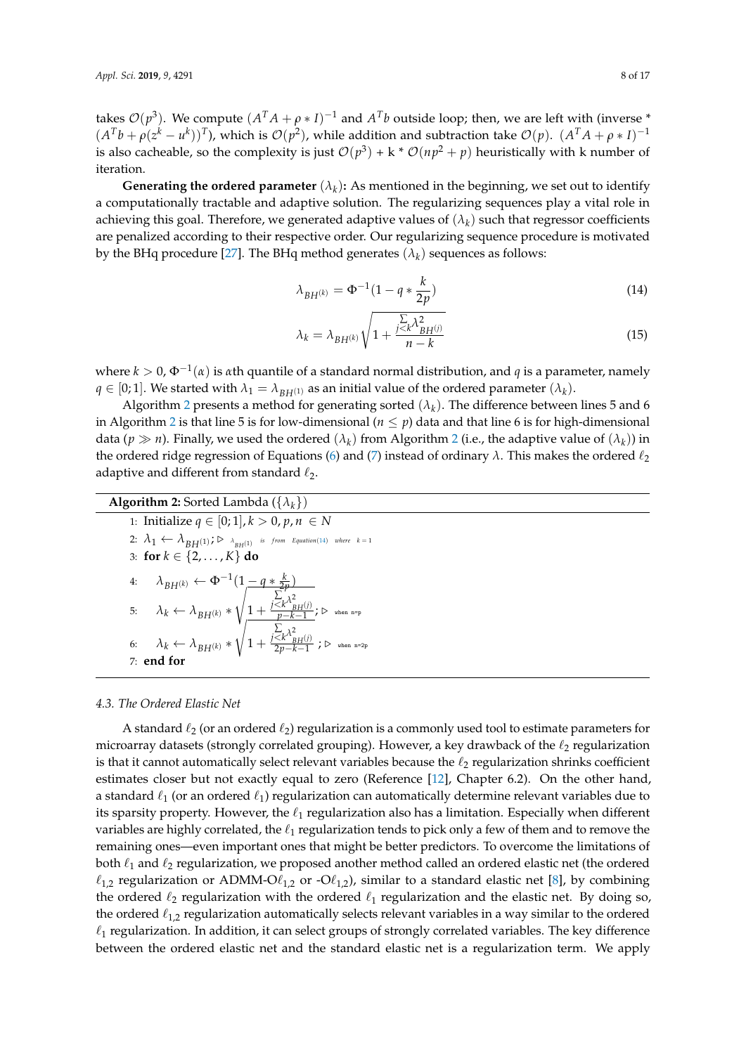takes $\mathcal{O}(p^3)$. We compute $(A^TA + \rho * I)^{-1}$ and $A^Tb$ outside loop; then, we are left with (inverse * $(A^Tb + \rho(z^k - u^k))^T$), which is $\mathcal{O}(p^2)$, while addition and subtraction take $\mathcal{O}(p)$. $(A^TA + \rho * I)^{-1}$ is also cacheable, so the complexity is just $\mathcal{O}(p^3)$ + k * $\mathcal{O}(np^2 + p)$ heuristically with k number of iteration.

**Generating the ordered parameter** $(\lambda_k)$**:** As mentioned in the beginning, we set out to identify a computationally tractable and adaptive solution. The regularizing sequences play a vital role in achieving this goal. Therefore, we generated adaptive values of $(\lambda_k)$ such that regressor coefficients are penalized according to their respective order. Our regularizing sequence procedure is motivated by the BHq procedure [27]. The BHq method generates $(\lambda_k)$ sequences as follows:

$$\lambda_{BH^{(k)}} = \Phi^{-1}(1 - q * \frac{k}{2p}) \tag{14}$$

$$\lambda_k = \lambda_{BH^{(k)}} \sqrt{1 + \frac{\sum_{j<k} \lambda^2_{BH^{(j)}}}{n-k}} \tag{15}$$

where $k > 0$, $\Phi^{-1}(\alpha)$ is $\alpha$th quantile of a standard normal distribution, and $q$ is a parameter, namely $q \in [0;1]$. We started with $\lambda_1 = \lambda_{BH^{(1)}}$ as an initial value of the ordered parameter $(\lambda_k)$.

Algorithm 2 presents a method for generating sorted $(\lambda_k)$. The difference between lines 5 and 6 in Algorithm 2 is that line 5 is for low-dimensional ($n \leq p$) data and that line 6 is for high-dimensional data ($p \gg n$). Finally, we used the ordered $(\lambda_k)$ from Algorithm 2 (i.e., the adaptive value of $(\lambda_k)$) in the ordered ridge regression of Equations (6) and (7) instead of ordinary $\lambda$. This makes the ordered $\ell_2$ adaptive and different from standard $\ell_2$.

**Algorithm 2:** Sorted Lambda $(\{\lambda_k\})$

1: Initialize $q \in [0;1], k > 0, p, n \in N$
2: $\lambda_1 \leftarrow \lambda_{BH^{(1)}}$; ▷ $\lambda_{BH^{(1)}}$ is from Equation (14) where $k = 1$
3: **for** $k \in \{2, \ldots, K\}$ **do**
4: $\quad \lambda_{BH^{(k)}} \leftarrow \Phi^{-1}(1 - q * \frac{k}{2p})$
5: $\quad \lambda_k \leftarrow \lambda_{BH^{(k)}} * \sqrt{1 + \frac{\sum_{j<k} \lambda^2_{BH^{(j)}}}{p-k-1}}$; ▷ when n=p
6: $\quad \lambda_k \leftarrow \lambda_{BH^{(k)}} * \sqrt{1 + \frac{\sum_{j<k} \lambda^2_{BH^{(j)}}}{2p-k-1}}$ ; ▷ when n=2p
7: **end for**

### 4.3. The Ordered Elastic Net

A standard $\ell_2$ (or an ordered $\ell_2$) regularization is a commonly used tool to estimate parameters for microarray datasets (strongly correlated grouping). However, a key drawback of the $\ell_2$ regularization is that it cannot automatically select relevant variables because the $\ell_2$ regularization shrinks coefficient estimates closer but not exactly equal to zero (Reference [12], Chapter 6.2). On the other hand, a standard $\ell_1$ (or an ordered $\ell_1$) regularization can automatically determine relevant variables due to its sparsity property. However, the $\ell_1$ regularization also has a limitation. Especially when different variables are highly correlated, the $\ell_1$ regularization tends to pick only a few of them and to remove the remaining ones—even important ones that might be better predictors. To overcome the limitations of both $\ell_1$ and $\ell_2$ regularization, we proposed another method called an ordered elastic net (the ordered $\ell_{1,2}$ regularization or ADMM-O$\ell_{1,2}$ or -O$\ell_{1,2}$), similar to a standard elastic net [8], by combining the ordered $\ell_2$ regularization with the ordered $\ell_1$ regularization and the elastic net. By doing so, the ordered $\ell_{1,2}$ regularization automatically selects relevant variables in a way similar to the ordered $\ell_1$ regularization. In addition, it can select groups of strongly correlated variables. The key difference between the ordered elastic net and the standard elastic net is a regularization term. We apply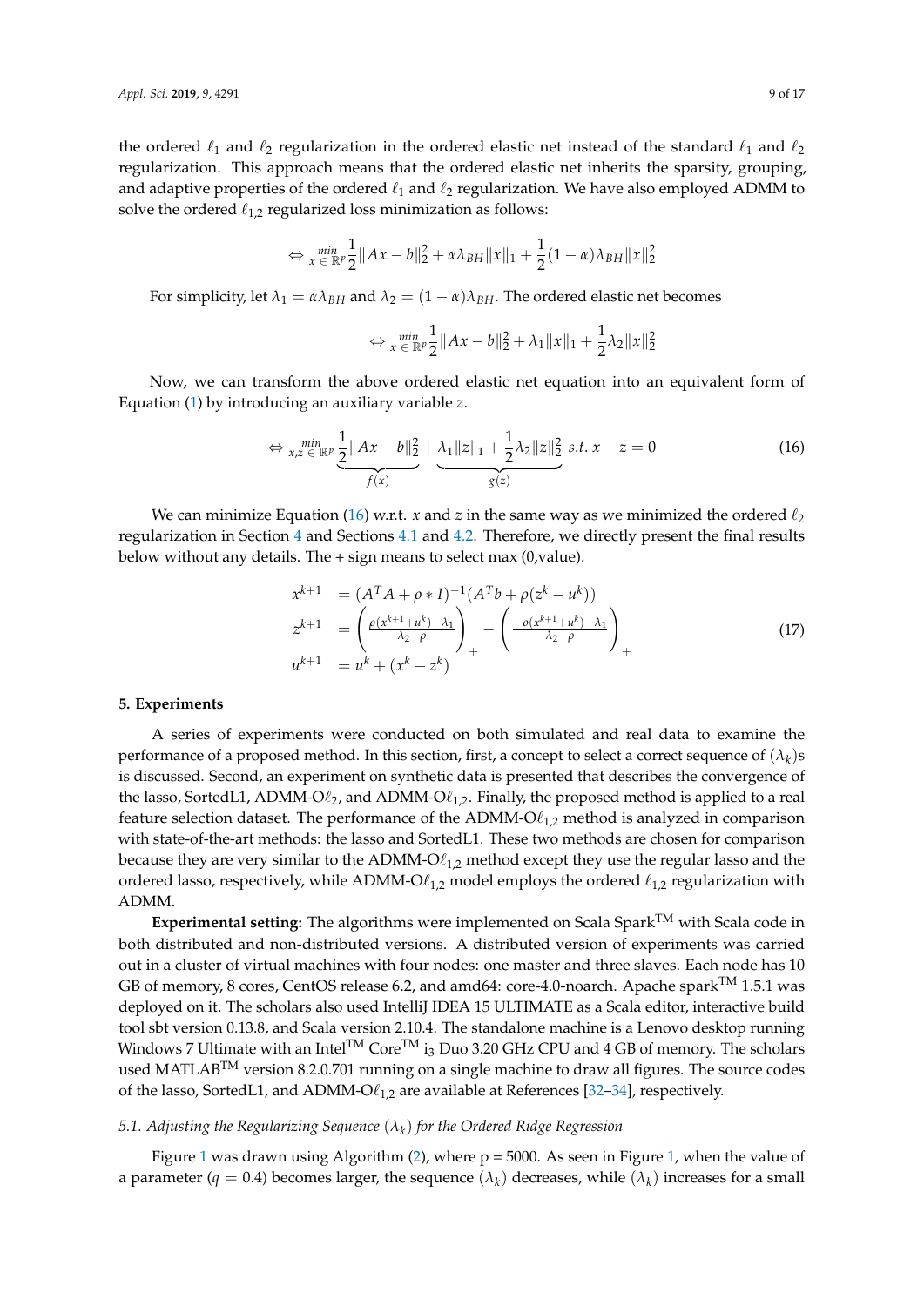the ordered $\ell_1$ and $\ell_2$ regularization in the ordered elastic net instead of the standard $\ell_1$ and $\ell_2$ regularization. This approach means that the ordered elastic net inherits the sparsity, grouping, and adaptive properties of the ordered $\ell_1$ and $\ell_2$ regularization. We have also employed ADMM to solve the ordered $\ell_{1,2}$ regularized loss minimization as follows:

$$\Leftrightarrow \min_{x \in \mathbb{R}^p} \frac{1}{2}\|Ax-b\|_2^2 + \alpha\lambda_{BH}\|x\|_1 + \frac{1}{2}(1-\alpha)\lambda_{BH}\|x\|_2^2$$

For simplicity, let $\lambda_1 = \alpha\lambda_{BH}$ and $\lambda_2 = (1-\alpha)\lambda_{BH}$. The ordered elastic net becomes

$$\Leftrightarrow \min_{x \in \mathbb{R}^p} \frac{1}{2}\|Ax-b\|_2^2 + \lambda_1\|x\|_1 + \frac{1}{2}\lambda_2\|x\|_2^2$$

Now, we can transform the above ordered elastic net equation into an equivalent form of Equation (1) by introducing an auxiliary variable $z$.

$$\Leftrightarrow \min_{x,z \in \mathbb{R}^p} \underbrace{\frac{1}{2}\|Ax-b\|_2^2}_{f(x)} + \underbrace{\lambda_1\|z\|_1 + \frac{1}{2}\lambda_2\|z\|_2^2}_{g(z)} \ s.t.\ x - z = 0 \tag{16}$$

We can minimize Equation (16) w.r.t. $x$ and $z$ in the same way as we minimized the ordered $\ell_2$ regularization in Section 4 and Sections 4.1 and 4.2. Therefore, we directly present the final results below without any details. The + sign means to select max (0,value).

$$\begin{aligned} x^{k+1} &= (A^TA + \rho * I)^{-1}(A^Tb + \rho(z^k - u^k)) \\ z^{k+1} &= \left(\frac{\rho(x^{k+1}+u^k)-\lambda_1}{\lambda_2+\rho}\right)_+ - \left(\frac{-\rho(x^{k+1}+u^k)-\lambda_1}{\lambda_2+\rho}\right)_+ \\ u^{k+1} &= u^k + (x^k - z^k) \end{aligned} \tag{17}$$

## 5. Experiments

A series of experiments were conducted on both simulated and real data to examine the performance of a proposed method. In this section, first, a concept to select a correct sequence of $(\lambda_k)$s is discussed. Second, an experiment on synthetic data is presented that describes the convergence of the lasso, SortedL1, ADMM-O$\ell_2$, and ADMM-O$\ell_{1,2}$. Finally, the proposed method is applied to a real feature selection dataset. The performance of the ADMM-O$\ell_{1,2}$ method is analyzed in comparison with state-of-the-art methods: the lasso and SortedL1. These two methods are chosen for comparison because they are very similar to the ADMM-O$\ell_{1,2}$ method except they use the regular lasso and the ordered lasso, respectively, while ADMM-O$\ell_{1,2}$ model employs the ordered $\ell_{1,2}$ regularization with ADMM.

**Experimental setting:** The algorithms were implemented on Scala Spark™ with Scala code in both distributed and non-distributed versions. A distributed version of experiments was carried out in a cluster of virtual machines with four nodes: one master and three slaves. Each node has 10 GB of memory, 8 cores, CentOS release 6.2, and amd64: core-4.0-noarch. Apache spark™ 1.5.1 was deployed on it. The scholars also used IntelliJ IDEA 15 ULTIMATE as a Scala editor, interactive build tool sbt version 0.13.8, and Scala version 2.10.4. The standalone machine is a Lenovo desktop running Windows 7 Ultimate with an Intel™ Core™ $i_3$ Duo 3.20 GHz CPU and 4 GB of memory. The scholars used MATLAB™ version 8.2.0.701 running on a single machine to draw all figures. The source codes of the lasso, SortedL1, and ADMM-O$\ell_{1,2}$ are available at References [32–34], respectively.

### 5.1. Adjusting the Regularizing Sequence $(\lambda_k)$ for the Ordered Ridge Regression

Figure 1 was drawn using Algorithm (2), where p = 5000. As seen in Figure 1, when the value of a parameter ($q = 0.4$) becomes larger, the sequence $(\lambda_k)$ decreases, while $(\lambda_k)$ increases for a small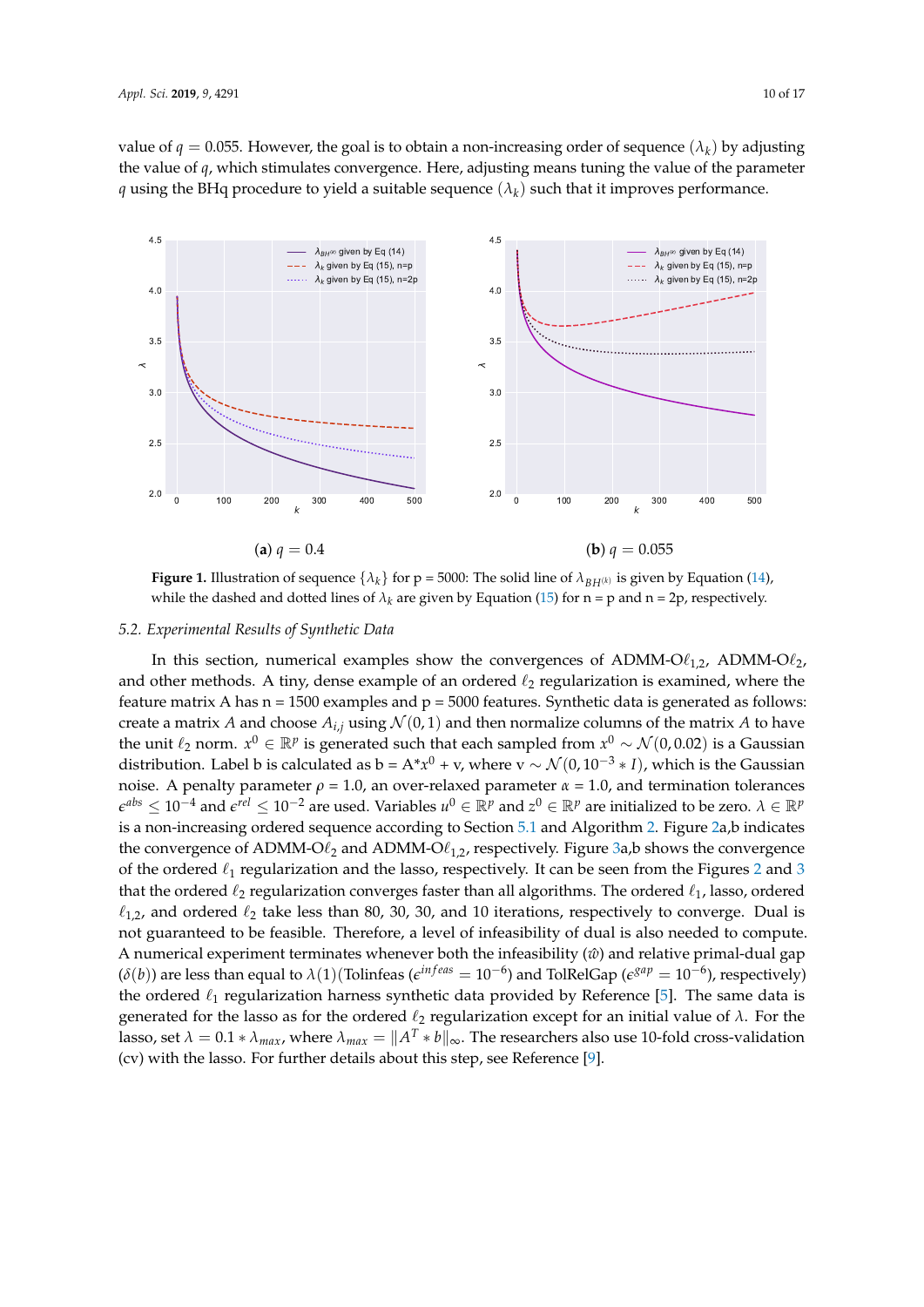value of $q = 0.055$. However, the goal is to obtain a non-increasing order of sequence $(\lambda_k)$ by adjusting the value of $q$, which stimulates convergence. Here, adjusting means tuning the value of the parameter $q$ using the BHq procedure to yield a suitable sequence $(\lambda_k)$ such that it improves performance.

(**a**) $q = 0.4$ (**b**) $q = 0.055$

**Figure 1.** Illustration of sequence $\{\lambda_k\}$ for p = 5000: The solid line of $\lambda_{BH^{(k)}}$ is given by Equation (14), while the dashed and dotted lines of $\lambda_k$ are given by Equation (15) for n = p and n = 2p, respectively.

### 5.2. Experimental Results of Synthetic Data

In this section, numerical examples show the convergences of ADMM-O$\ell_{1,2}$, ADMM-O$\ell_2$, and other methods. A tiny, dense example of an ordered $\ell_2$ regularization is examined, where the feature matrix A has n = 1500 examples and p = 5000 features. Synthetic data is generated as follows: create a matrix $A$ and choose $A_{i,j}$ using $\mathcal{N}(0,1)$ and then normalize columns of the matrix $A$ to have the unit $\ell_2$ norm. $x^0 \in \mathbb{R}^p$ is generated such that each sampled from $x^0 \sim \mathcal{N}(0, 0.02)$ is a Gaussian distribution. Label b is calculated as b = A*$x^0$ + v, where $v \sim \mathcal{N}(0, 10^{-3} * I)$, which is the Gaussian noise. A penalty parameter $\rho$ = 1.0, an over-relaxed parameter $\alpha$ = 1.0, and termination tolerances $\epsilon^{abs} \le 10^{-4}$ and $\epsilon^{rel} \le 10^{-2}$ are used. Variables $u^0 \in \mathbb{R}^p$ and $z^0 \in \mathbb{R}^p$ are initialized to be zero. $\lambda \in \mathbb{R}^p$ is a non-increasing ordered sequence according to Section 5.1 and Algorithm 2. Figure 2a,b indicates the convergence of ADMM-O$\ell_2$ and ADMM-O$\ell_{1,2}$, respectively. Figure 3a,b shows the convergence of the ordered $\ell_1$ regularization and the lasso, respectively. It can be seen from the Figures 2 and 3 that the ordered $\ell_2$ regularization converges faster than all algorithms. The ordered $\ell_1$, lasso, ordered $\ell_{1,2}$, and ordered $\ell_2$ take less than 80, 30, 30, and 10 iterations, respectively to converge. Dual is not guaranteed to be feasible. Therefore, a level of infeasibility of dual is also needed to compute. A numerical experiment terminates whenever both the infeasibility ($\hat{w}$) and relative primal-dual gap ($\delta(b)$) are less than equal to $\lambda(1)$(Tolinfeas ($\epsilon^{infeas} = 10^{-6}$) and TolRelGap ($\epsilon^{gap} = 10^{-6}$), respectively) the ordered $\ell_1$ regularization harness synthetic data provided by Reference [5]. The same data is generated for the lasso as for the ordered $\ell_2$ regularization except for an initial value of $\lambda$. For the lasso, set $\lambda = 0.1 * \lambda_{max}$, where $\lambda_{max} = \|A^T * b\|_\infty$. The researchers also use 10-fold cross-validation (cv) with the lasso. For further details about this step, see Reference [9].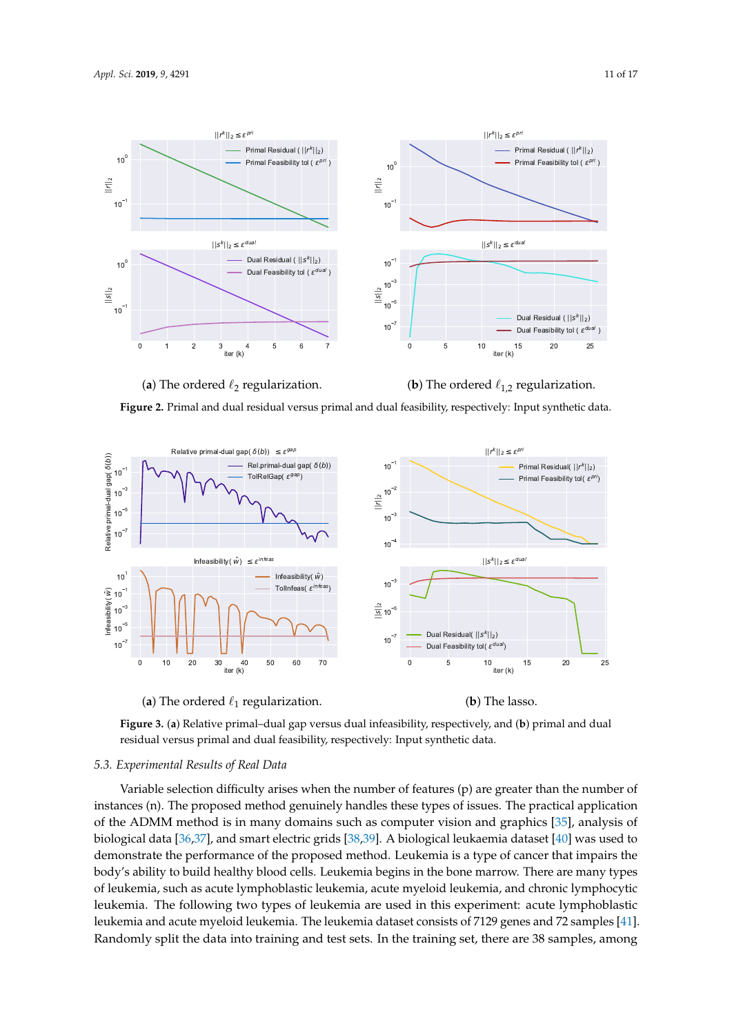(**a**) The ordered $\ell_2$ regularization.

(**b**) The ordered $\ell_{1,2}$ regularization.

**Figure 2.** Primal and dual residual versus primal and dual feasibility, respectively: Input synthetic data.

(**a**) The ordered $\ell_1$ regularization.

(**b**) The lasso.

**Figure 3.** (**a**) Relative primal–dual gap versus dual infeasibility, respectively, and (**b**) primal and dual residual versus primal and dual feasibility, respectively: Input synthetic data.

### *5.3. Experimental Results of Real Data*

Variable selection difficulty arises when the number of features (p) are greater than the number of instances (n). The proposed method genuinely handles these types of issues. The practical application of the ADMM method is in many domains such as computer vision and graphics [35], analysis of biological data [36,37], and smart electric grids [38,39]. A biological leukaemia dataset [40] was used to demonstrate the performance of the proposed method. Leukemia is a type of cancer that impairs the body's ability to build healthy blood cells. Leukemia begins in the bone marrow. There are many types of leukemia, such as acute lymphoblastic leukemia, acute myeloid leukemia, and chronic lymphocytic leukemia. The following two types of leukemia are used in this experiment: acute lymphoblastic leukemia and acute myeloid leukemia. The leukemia dataset consists of 7129 genes and 72 samples [41]. Randomly split the data into training and test sets. In the training set, there are 38 samples, among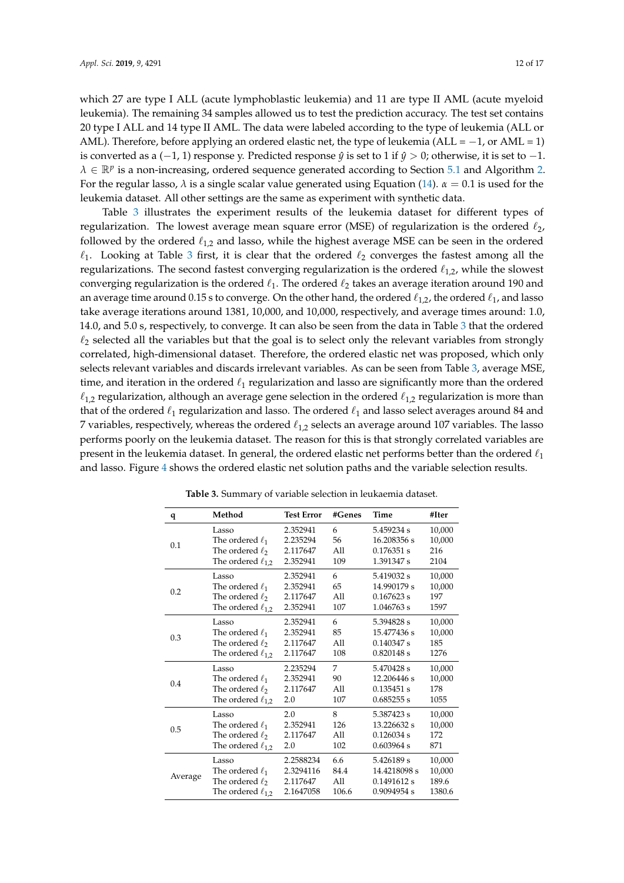which 27 are type I ALL (acute lymphoblastic leukemia) and 11 are type II AML (acute myeloid leukemia). The remaining 34 samples allowed us to test the prediction accuracy. The test set contains 20 type I ALL and 14 type II AML. The data were labeled according to the type of leukemia (ALL or AML). Therefore, before applying an ordered elastic net, the type of leukemia (ALL = $-1$, or AML = 1) is converted as a $(-1, 1)$ response y. Predicted response $\hat{y}$ is set to 1 if $\hat{y} > 0$; otherwise, it is set to $-1$. $\lambda \in \mathbb{R}^p$ is a non-increasing, ordered sequence generated according to Section 5.1 and Algorithm 2. For the regular lasso, $\lambda$ is a single scalar value generated using Equation (14). $\alpha = 0.1$ is used for the leukemia dataset. All other settings are the same as experiment with synthetic data.

Table 3 illustrates the experiment results of the leukemia dataset for different types of regularization. The lowest average mean square error (MSE) of regularization is the ordered $\ell_2$, followed by the ordered $\ell_{1,2}$ and lasso, while the highest average MSE can be seen in the ordered $\ell_1$. Looking at Table 3 first, it is clear that the ordered $\ell_2$ converges the fastest among all the regularizations. The second fastest converging regularization is the ordered $\ell_{1,2}$, while the slowest converging regularization is the ordered $\ell_1$. The ordered $\ell_2$ takes an average iteration around 190 and an average time around 0.15 s to converge. On the other hand, the ordered $\ell_{1,2}$, the ordered $\ell_1$, and lasso take average iterations around 1381, 10,000, and 10,000, respectively, and average times around: 1.0, 14.0, and 5.0 s, respectively, to converge. It can also be seen from the data in Table 3 that the ordered $\ell_2$ selected all the variables but that the goal is to select only the relevant variables from strongly correlated, high-dimensional dataset. Therefore, the ordered elastic net was proposed, which only selects relevant variables and discards irrelevant variables. As can be seen from Table 3, average MSE, time, and iteration in the ordered $\ell_1$ regularization and lasso are significantly more than the ordered $\ell_{1,2}$ regularization, although an average gene selection in the ordered $\ell_{1,2}$ regularization is more than that of the ordered $\ell_1$ regularization and lasso. The ordered $\ell_1$ and lasso select averages around 84 and 7 variables, respectively, whereas the ordered $\ell_{1,2}$ selects an average around 107 variables. The lasso performs poorly on the leukemia dataset. The reason for this is that strongly correlated variables are present in the leukemia dataset. In general, the ordered elastic net performs better than the ordered $\ell_1$ and lasso. Figure 4 shows the ordered elastic net solution paths and the variable selection results.

**Table 3.** Summary of variable selection in leukaemia dataset.

| q | Method | Test Error | #Genes | Time | #Iter |
|---|---|---|---|---|---|
| 0.1 | Lasso | 2.352941 | 6 | 5.459234 s | 10,000 |
| | The ordered $\ell_1$ | 2.235294 | 56 | 16.208356 s | 10,000 |
| | The ordered $\ell_2$ | 2.117647 | All | 0.176351 s | 216 |
| | The ordered $\ell_{1,2}$ | 2.352941 | 109 | 1.391347 s | 2104 |
| 0.2 | Lasso | 2.352941 | 6 | 5.419032 s | 10,000 |
| | The ordered $\ell_1$ | 2.352941 | 65 | 14.990179 s | 10,000 |
| | The ordered $\ell_2$ | 2.117647 | All | 0.167623 s | 197 |
| | The ordered $\ell_{1,2}$ | 2.352941 | 107 | 1.046763 s | 1597 |
| 0.3 | Lasso | 2.352941 | 6 | 5.394828 s | 10,000 |
| | The ordered $\ell_1$ | 2.352941 | 85 | 15.477436 s | 10,000 |
| | The ordered $\ell_2$ | 2.117647 | All | 0.140347 s | 185 |
| | The ordered $\ell_{1,2}$ | 2.117647 | 108 | 0.820148 s | 1276 |
| 0.4 | Lasso | 2.235294 | 7 | 5.470428 s | 10,000 |
| | The ordered $\ell_1$ | 2.352941 | 90 | 12.206446 s | 10,000 |
| | The ordered $\ell_2$ | 2.117647 | All | 0.135451 s | 178 |
| | The ordered $\ell_{1,2}$ | 2.0 | 107 | 0.685255 s | 1055 |
| 0.5 | Lasso | 2.0 | 8 | 5.387423 s | 10,000 |
| | The ordered $\ell_1$ | 2.352941 | 126 | 13.226632 s | 10,000 |
| | The ordered $\ell_2$ | 2.117647 | All | 0.126034 s | 172 |
| | The ordered $\ell_{1,2}$ | 2.0 | 102 | 0.603964 s | 871 |
| Average | Lasso | 2.2588234 | 6.6 | 5.426189 s | 10,000 |
| | The ordered $\ell_1$ | 2.3294116 | 84.4 | 14.4218098 s | 10,000 |
| | The ordered $\ell_2$ | 2.117647 | All | 0.1491612 s | 189.6 |
| | The ordered $\ell_{1,2}$ | 2.1647058 | 106.6 | 0.9094954 s | 1380.6 |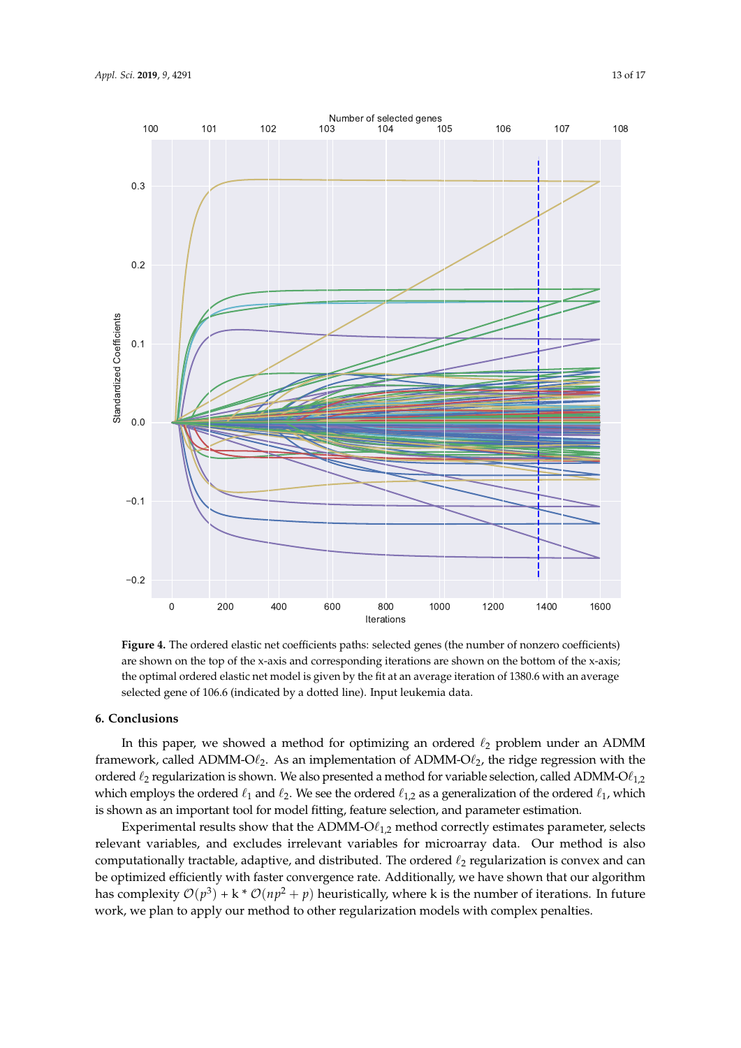**Figure 4.** The ordered elastic net coefficients paths: selected genes (the number of nonzero coefficients) are shown on the top of the x-axis and corresponding iterations are shown on the bottom of the x-axis; the optimal ordered elastic net model is given by the fit at an average iteration of 1380.6 with an average selected gene of 106.6 (indicated by a dotted line). Input leukemia data.

## 6. Conclusions

In this paper, we showed a method for optimizing an ordered $\ell_2$ problem under an ADMM framework, called ADMM-O$\ell_2$. As an implementation of ADMM-O$\ell_2$, the ridge regression with the ordered $\ell_2$ regularization is shown. We also presented a method for variable selection, called ADMM-O$\ell_{1,2}$ which employs the ordered $\ell_1$ and $\ell_2$. We see the ordered $\ell_{1,2}$ as a generalization of the ordered $\ell_1$, which is shown as an important tool for model fitting, feature selection, and parameter estimation.

Experimental results show that the ADMM-O$\ell_{1,2}$ method correctly estimates parameter, selects relevant variables, and excludes irrelevant variables for microarray data. Our method is also computationally tractable, adaptive, and distributed. The ordered $\ell_2$ regularization is convex and can be optimized efficiently with faster convergence rate. Additionally, we have shown that our algorithm has complexity $\mathcal{O}(p^3)$ + k * $\mathcal{O}(np^2 + p)$ heuristically, where k is the number of iterations. In future work, we plan to apply our method to other regularization models with complex penalties.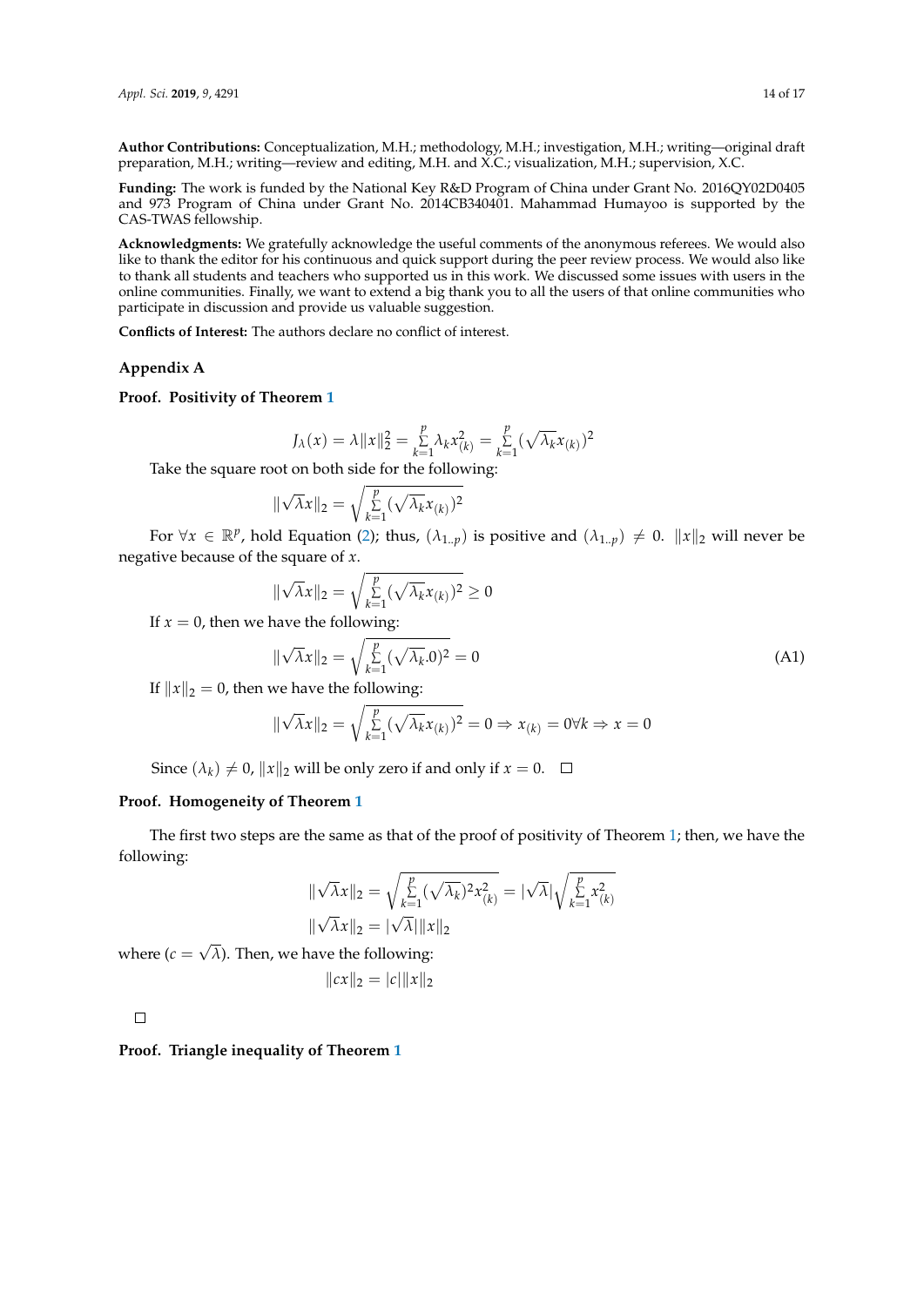**Author Contributions:** Conceptualization, M.H.; methodology, M.H.; investigation, M.H.; writing—original draft preparation, M.H.; writing—review and editing, M.H. and X.C.; visualization, M.H.; supervision, X.C.

**Funding:** The work is funded by the National Key R&D Program of China under Grant No. 2016QY02D0405 and 973 Program of China under Grant No. 2014CB340401. Mahammad Humayoo is supported by the CAS-TWAS fellowship.

**Acknowledgments:** We gratefully acknowledge the useful comments of the anonymous referees. We would also like to thank the editor for his continuous and quick support during the peer review process. We would also like to thank all students and teachers who supported us in this work. We discussed some issues with users in the online communities. Finally, we want to extend a big thank you to all the users of that online communities who participate in discussion and provide us valuable suggestion.

**Conflicts of Interest:** The authors declare no conflict of interest.

## Appendix A

**Proof. Positivity of Theorem 1**

$$J_\lambda(x) = \lambda\|x\|_2^2 = \sum_{k=1}^{p} \lambda_k x_{(k)}^2 = \sum_{k=1}^{p} (\sqrt{\lambda_k} x_{(k)})^2$$

Take the square root on both side for the following:

$$\|\sqrt{\lambda} x\|_2 = \sqrt{\sum_{k=1}^{p} (\sqrt{\lambda_k} x_{(k)})^2}$$

For $\forall x \in \mathbb{R}^p$, hold Equation (2); thus, $(\lambda_{1..p})$ is positive and $(\lambda_{1..p}) \neq 0$. $\|x\|_2$ will never be negative because of the square of $x$.

$$\|\sqrt{\lambda} x\|_2 = \sqrt{\sum_{k=1}^{p} (\sqrt{\lambda_k} x_{(k)})^2} \geq 0$$

If $x = 0$, then we have the following:

$$\|\sqrt{\lambda} x\|_2 = \sqrt{\sum_{k=1}^{p} (\sqrt{\lambda_k}.0)^2} = 0 \tag{A1}$$

If $\|x\|_2 = 0$, then we have the following:

$$\|\sqrt{\lambda} x\|_2 = \sqrt{\sum_{k=1}^{p} (\sqrt{\lambda_k} x_{(k)})^2} = 0 \Rightarrow x_{(k)} = 0 \forall k \Rightarrow x = 0$$

Since $(\lambda_k) \neq 0$, $\|x\|_2$ will be only zero if and only if $x = 0$. □

**Proof. Homogeneity of Theorem 1**

The first two steps are the same as that of the proof of positivity of Theorem 1; then, we have the following:

$$\|\sqrt{\lambda} x\|_2 = \sqrt{\sum_{k=1}^{p} (\sqrt{\lambda_k})^2 x_{(k)}^2} = |\sqrt{\lambda}| \sqrt{\sum_{k=1}^{p} x_{(k)}^2}$$

$$\|\sqrt{\lambda} x\|_2 = |\sqrt{\lambda}| \|x\|_2$$

where ($c = \sqrt{\lambda}$). Then, we have the following:

$$\|cx\|_2 = |c| \|x\|_2$$

□

**Proof. Triangle inequality of Theorem 1**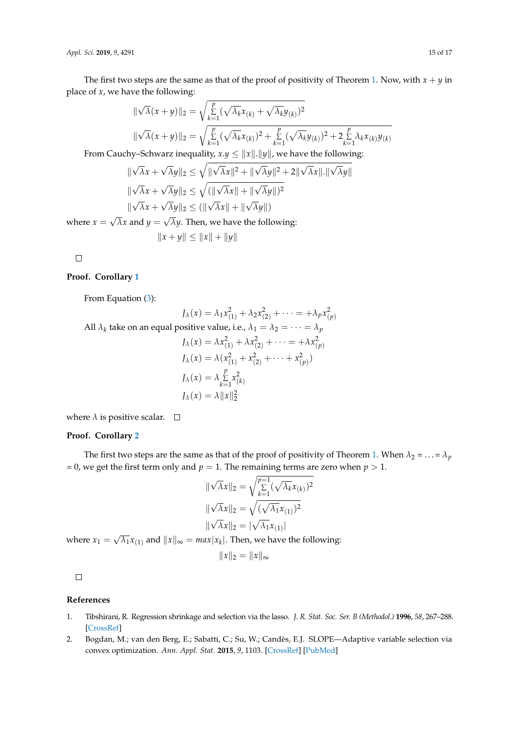The first two steps are the same as that of the proof of positivity of Theorem 1. Now, with $x + y$ in place of $x$, we have the following:

$$\|\sqrt{\lambda}(x+y)\|_2 = \sqrt{\sum_{k=1}^{p}(\sqrt{\lambda_k}x_{(k)} + \sqrt{\lambda_k}y_{(k)})^2}$$

$$\|\sqrt{\lambda}(x+y)\|_2 = \sqrt{\sum_{k=1}^{p}(\sqrt{\lambda_k}x_{(k)})^2 + \sum_{k=1}^{p}(\sqrt{\lambda_k}y_{(k)})^2 + 2\sum_{k=1}^{p}\lambda_k x_{(k)}y_{(k)}}$$

From Cauchy–Schwarz inequality, $x.y \leq \|x\|.\|y\|$, we have the following:

$$\|\sqrt{\lambda}x + \sqrt{\lambda}y\|_2 \leq \sqrt{\|\sqrt{\lambda}x\|^2 + \|\sqrt{\lambda}y\|^2 + 2\|\sqrt{\lambda}x\|.\|\sqrt{\lambda}y\|}$$

$$\|\sqrt{\lambda}x + \sqrt{\lambda}y\|_2 \leq \sqrt{(\|\sqrt{\lambda}x\| + \|\sqrt{\lambda}y\|)^2}$$

$$\|\sqrt{\lambda}x + \sqrt{\lambda}y\|_2 \leq (\|\sqrt{\lambda}x\| + \|\sqrt{\lambda}y\|)$$

where $x = \sqrt{\lambda}x$ and $y = \sqrt{\lambda}y$. Then, we have the following:

$$\|x+y\| \leq \|x\| + \|y\|$$

□

**Proof. Corollary 1**

From Equation (3):

$$J_\lambda(x) = \lambda_1 x_{(1)}^2 + \lambda_2 x_{(2)}^2 + \cdots = +\lambda_p x_{(p)}^2$$

All $\lambda_k$ take on an equal positive value, i.e., $\lambda_1 = \lambda_2 = \cdots = \lambda_p$

$$J_\lambda(x) = \lambda x_{(1)}^2 + \lambda x_{(2)}^2 + \cdots = +\lambda x_{(p)}^2$$

$$J_\lambda(x) = \lambda(x_{(1)}^2 + x_{(2)}^2 + \cdots + x_{(p)}^2)$$

$$J_\lambda(x) = \lambda \sum_{k=1}^{p} x_{(k)}^2$$

$$J_\lambda(x) = \lambda\|x\|_2^2$$

where $\lambda$ is positive scalar. □

**Proof. Corollary 2**

The first two steps are the same as that of the proof of positivity of Theorem 1. When $\lambda_2 = \ldots = \lambda_p = 0$, we get the first term only and $p = 1$. The remaining terms are zero when $p > 1$.

$$\|\sqrt{\lambda}x\|_2 = \sqrt{\sum_{k=1}^{p=1}(\sqrt{\lambda_k}x_{(k)})^2}$$

$$\|\sqrt{\lambda}x\|_2 = \sqrt{(\sqrt{\lambda_1}x_{(1)})^2}$$

$$\|\sqrt{\lambda}x\|_2 = |\sqrt{\lambda_1}x_{(1)}|$$

where $x_1 = \sqrt{\lambda_1}x_{(1)}$ and $\|x\|_\infty = max|x_k|$. Then, we have the following:

$$\|x\|_2 = \|x\|_\infty$$

□

## References

1. Tibshirani, R. Regression shrinkage and selection via the lasso. *J. R. Stat. Soc. Ser. B (Methodol.)* **1996**, *58*, 267–288. [CrossRef]
2. Bogdan, M.; van den Berg, E.; Sabatti, C.; Su, W.; Candès, E.J. SLOPE—Adaptive variable selection via convex optimization. *Ann. Appl. Stat.* **2015**, *9*, 1103. [CrossRef] [PubMed]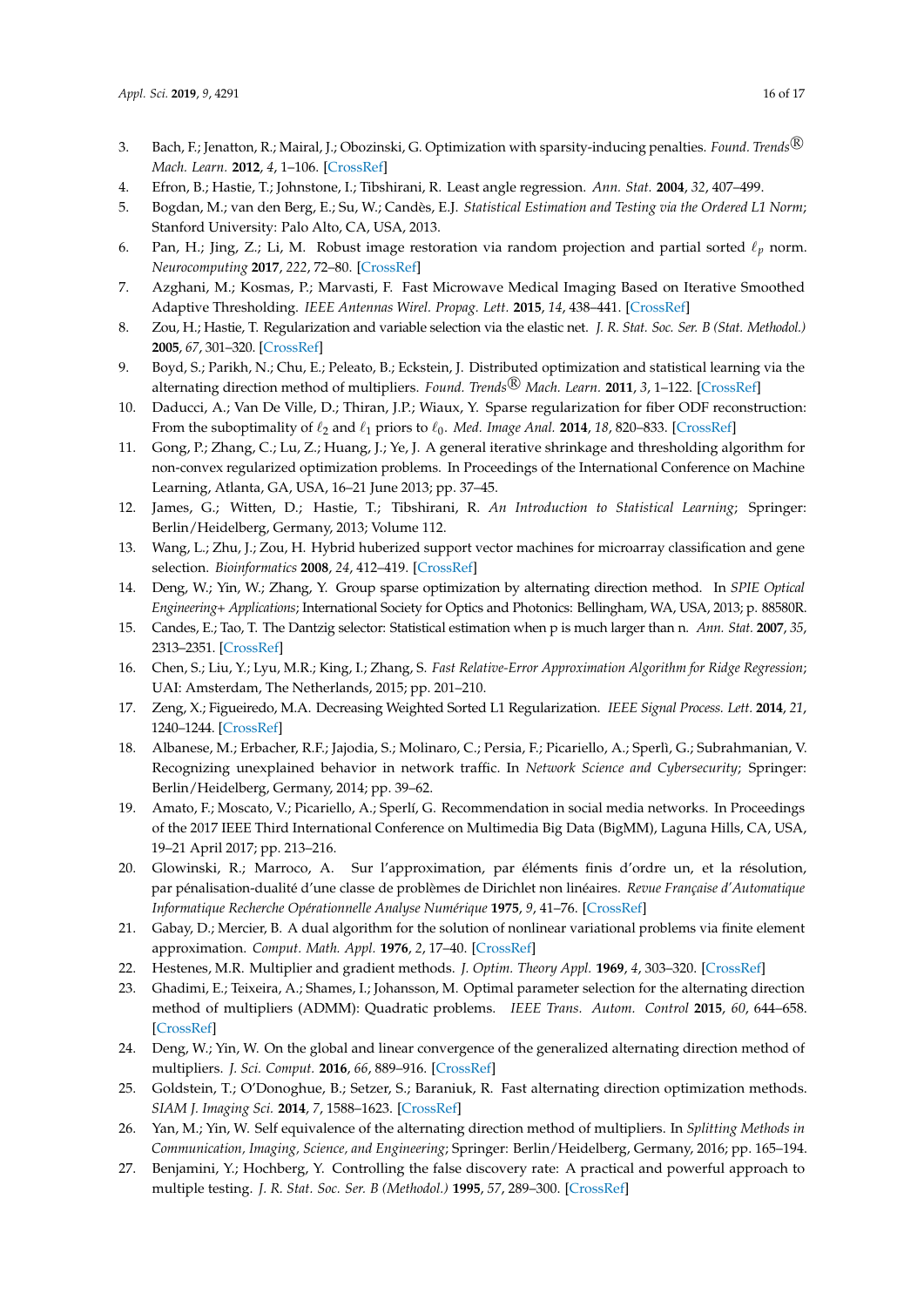3. Bach, F.; Jenatton, R.; Mairal, J.; Obozinski, G. Optimization with sparsity-inducing penalties. *Found. Trends® Mach. Learn.* **2012**, *4*, 1–106. [CrossRef]
4. Efron, B.; Hastie, T.; Johnstone, I.; Tibshirani, R. Least angle regression. *Ann. Stat.* **2004**, *32*, 407–499.
5. Bogdan, M.; van den Berg, E.; Su, W.; Candès, E.J. *Statistical Estimation and Testing via the Ordered L1 Norm*; Stanford University: Palo Alto, CA, USA, 2013.
6. Pan, H.; Jing, Z.; Li, M. Robust image restoration via random projection and partial sorted $\ell_p$ norm. *Neurocomputing* **2017**, *222*, 72–80. [CrossRef]
7. Azghani, M.; Kosmas, P.; Marvasti, F. Fast Microwave Medical Imaging Based on Iterative Smoothed Adaptive Thresholding. *IEEE Antennas Wirel. Propag. Lett.* **2015**, *14*, 438–441. [CrossRef]
8. Zou, H.; Hastie, T. Regularization and variable selection via the elastic net. *J. R. Stat. Soc. Ser. B (Stat. Methodol.)* **2005**, *67*, 301–320. [CrossRef]
9. Boyd, S.; Parikh, N.; Chu, E.; Peleato, B.; Eckstein, J. Distributed optimization and statistical learning via the alternating direction method of multipliers. *Found. Trends® Mach. Learn.* **2011**, *3*, 1–122. [CrossRef]
10. Daducci, A.; Van De Ville, D.; Thiran, J.P.; Wiaux, Y. Sparse regularization for fiber ODF reconstruction: From the suboptimality of $\ell_2$ and $\ell_1$ priors to $\ell_0$. *Med. Image Anal.* **2014**, *18*, 820–833. [CrossRef]
11. Gong, P.; Zhang, C.; Lu, Z.; Huang, J.; Ye, J. A general iterative shrinkage and thresholding algorithm for non-convex regularized optimization problems. In Proceedings of the International Conference on Machine Learning, Atlanta, GA, USA, 16–21 June 2013; pp. 37–45.
12. James, G.; Witten, D.; Hastie, T.; Tibshirani, R. *An Introduction to Statistical Learning*; Springer: Berlin/Heidelberg, Germany, 2013; Volume 112.
13. Wang, L.; Zhu, J.; Zou, H. Hybrid huberized support vector machines for microarray classification and gene selection. *Bioinformatics* **2008**, *24*, 412–419. [CrossRef]
14. Deng, W.; Yin, W.; Zhang, Y. Group sparse optimization by alternating direction method. In *SPIE Optical Engineering+ Applications*; International Society for Optics and Photonics: Bellingham, WA, USA, 2013; p. 88580R.
15. Candes, E.; Tao, T. The Dantzig selector: Statistical estimation when p is much larger than n. *Ann. Stat.* **2007**, *35*, 2313–2351. [CrossRef]
16. Chen, S.; Liu, Y.; Lyu, M.R.; King, I.; Zhang, S. *Fast Relative-Error Approximation Algorithm for Ridge Regression*; UAI: Amsterdam, The Netherlands, 2015; pp. 201–210.
17. Zeng, X.; Figueiredo, M.A. Decreasing Weighted Sorted L1 Regularization. *IEEE Signal Process. Lett.* **2014**, *21*, 1240–1244. [CrossRef]
18. Albanese, M.; Erbacher, R.F.; Jajodia, S.; Molinaro, C.; Persia, F.; Picariello, A.; Sperlì, G.; Subrahmanian, V. Recognizing unexplained behavior in network traffic. In *Network Science and Cybersecurity*; Springer: Berlin/Heidelberg, Germany, 2014; pp. 39–62.
19. Amato, F.; Moscato, V.; Picariello, A.; Sperlí, G. Recommendation in social media networks. In Proceedings of the 2017 IEEE Third International Conference on Multimedia Big Data (BigMM), Laguna Hills, CA, USA, 19–21 April 2017; pp. 213–216.
20. Glowinski, R.; Marroco, A. Sur l'approximation, par éléments finis d'ordre un, et la résolution, par pénalisation-dualité d'une classe de problèmes de Dirichlet non linéaires. *Revue Française d'Automatique Informatique Recherche Opérationnelle Analyse Numérique* **1975**, *9*, 41–76. [CrossRef]
21. Gabay, D.; Mercier, B. A dual algorithm for the solution of nonlinear variational problems via finite element approximation. *Comput. Math. Appl.* **1976**, *2*, 17–40. [CrossRef]
22. Hestenes, M.R. Multiplier and gradient methods. *J. Optim. Theory Appl.* **1969**, *4*, 303–320. [CrossRef]
23. Ghadimi, E.; Teixeira, A.; Shames, I.; Johansson, M. Optimal parameter selection for the alternating direction method of multipliers (ADMM): Quadratic problems. *IEEE Trans. Autom. Control* **2015**, *60*, 644–658. [CrossRef]
24. Deng, W.; Yin, W. On the global and linear convergence of the generalized alternating direction method of multipliers. *J. Sci. Comput.* **2016**, *66*, 889–916. [CrossRef]
25. Goldstein, T.; O'Donoghue, B.; Setzer, S.; Baraniuk, R. Fast alternating direction optimization methods. *SIAM J. Imaging Sci.* **2014**, *7*, 1588–1623. [CrossRef]
26. Yan, M.; Yin, W. Self equivalence of the alternating direction method of multipliers. In *Splitting Methods in Communication, Imaging, Science, and Engineering*; Springer: Berlin/Heidelberg, Germany, 2016; pp. 165–194.
27. Benjamini, Y.; Hochberg, Y. Controlling the false discovery rate: A practical and powerful approach to multiple testing. *J. R. Stat. Soc. Ser. B (Methodol.)* **1995**, *57*, 289–300. [CrossRef]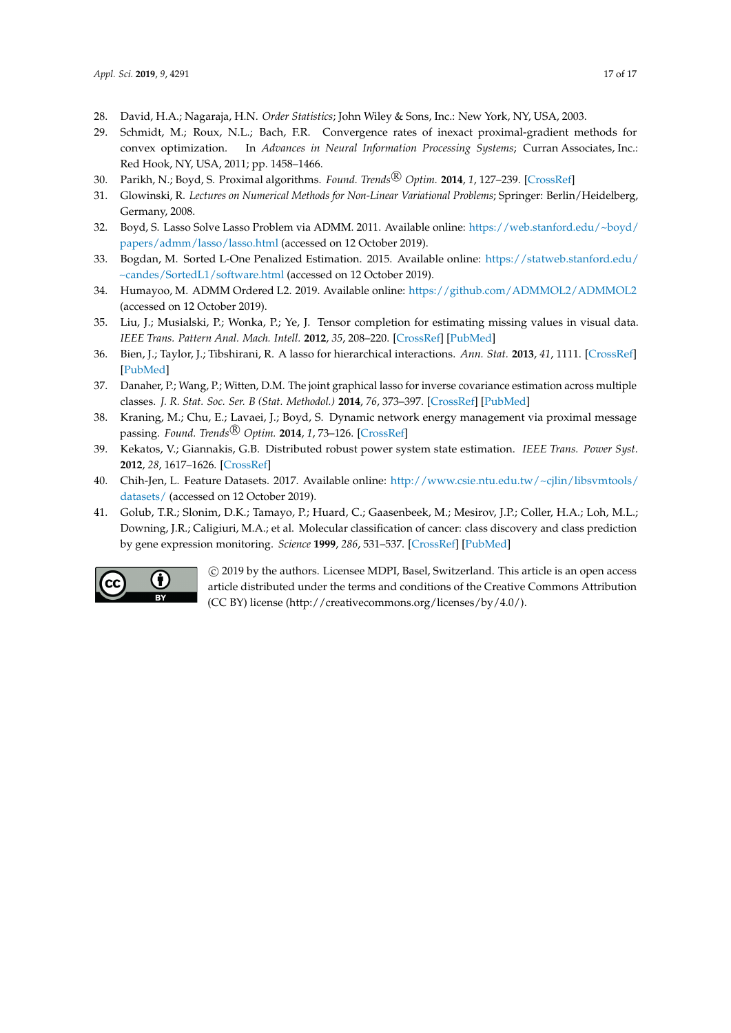28. David, H.A.; Nagaraja, H.N. *Order Statistics*; John Wiley & Sons, Inc.: New York, NY, USA, 2003.
29. Schmidt, M.; Roux, N.L.; Bach, F.R. Convergence rates of inexact proximal-gradient methods for convex optimization. In *Advances in Neural Information Processing Systems*; Curran Associates, Inc.: Red Hook, NY, USA, 2011; pp. 1458–1466.
30. Parikh, N.; Boyd, S. Proximal algorithms. *Found. Trends® Optim.* **2014**, *1*, 127–239. [CrossRef]
31. Glowinski, R. *Lectures on Numerical Methods for Non-Linear Variational Problems*; Springer: Berlin/Heidelberg, Germany, 2008.
32. Boyd, S. Lasso Solve Lasso Problem via ADMM. 2011. Available online: https://web.stanford.edu/~boyd/papers/admm/lasso/lasso.html (accessed on 12 October 2019).
33. Bogdan, M. Sorted L-One Penalized Estimation. 2015. Available online: https://statweb.stanford.edu/~candes/SortedL1/software.html (accessed on 12 October 2019).
34. Humayoo, M. ADMM Ordered L2. 2019. Available online: https://github.com/ADMMOL2/ADMMOL2 (accessed on 12 October 2019).
35. Liu, J.; Musialski, P.; Wonka, P.; Ye, J. Tensor completion for estimating missing values in visual data. *IEEE Trans. Pattern Anal. Mach. Intell.* **2012**, *35*, 208–220. [CrossRef] [PubMed]
36. Bien, J.; Taylor, J.; Tibshirani, R. A lasso for hierarchical interactions. *Ann. Stat.* **2013**, *41*, 1111. [CrossRef] [PubMed]
37. Danaher, P.; Wang, P.; Witten, D.M. The joint graphical lasso for inverse covariance estimation across multiple classes. *J. R. Stat. Soc. Ser. B (Stat. Methodol.)* **2014**, *76*, 373–397. [CrossRef] [PubMed]
38. Kraning, M.; Chu, E.; Lavaei, J.; Boyd, S. Dynamic network energy management via proximal message passing. *Found. Trends® Optim.* **2014**, *1*, 73–126. [CrossRef]
39. Kekatos, V.; Giannakis, G.B. Distributed robust power system state estimation. *IEEE Trans. Power Syst.* **2012**, *28*, 1617–1626. [CrossRef]
40. Chih-Jen, L. Feature Datasets. 2017. Available online: http://www.csie.ntu.edu.tw/~cjlin/libsvmtools/datasets/ (accessed on 12 October 2019).
41. Golub, T.R.; Slonim, D.K.; Tamayo, P.; Huard, C.; Gaasenbeek, M.; Mesirov, J.P.; Coller, H.A.; Loh, M.L.; Downing, J.R.; Caligiuri, M.A.; et al. Molecular classification of cancer: class discovery and class prediction by gene expression monitoring. *Science* **1999**, *286*, 531–537. [CrossRef] [PubMed]

© 2019 by the authors. Licensee MDPI, Basel, Switzerland. This article is an open access article distributed under the terms and conditions of the Creative Commons Attribution (CC BY) license (http://creativecommons.org/licenses/by/4.0/).